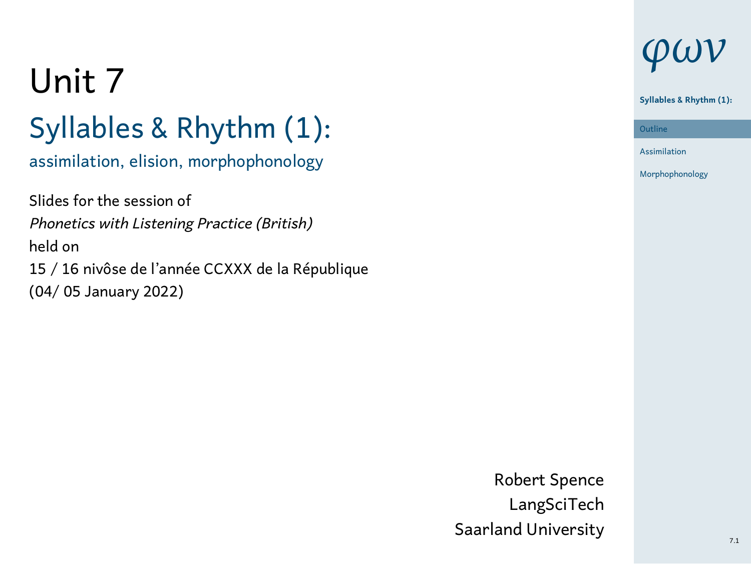# Unit 7

## Syllables & Rhythm (1):

assimilation, elision, morphophonology

Slides for the session of
*Phonetics with Listening Practice (British)*
held on
15 / 16 nivôse de l'année CCXXX de la République
(04/ 05 January 2022)

Robert Spence
LangSciTech
Saarland University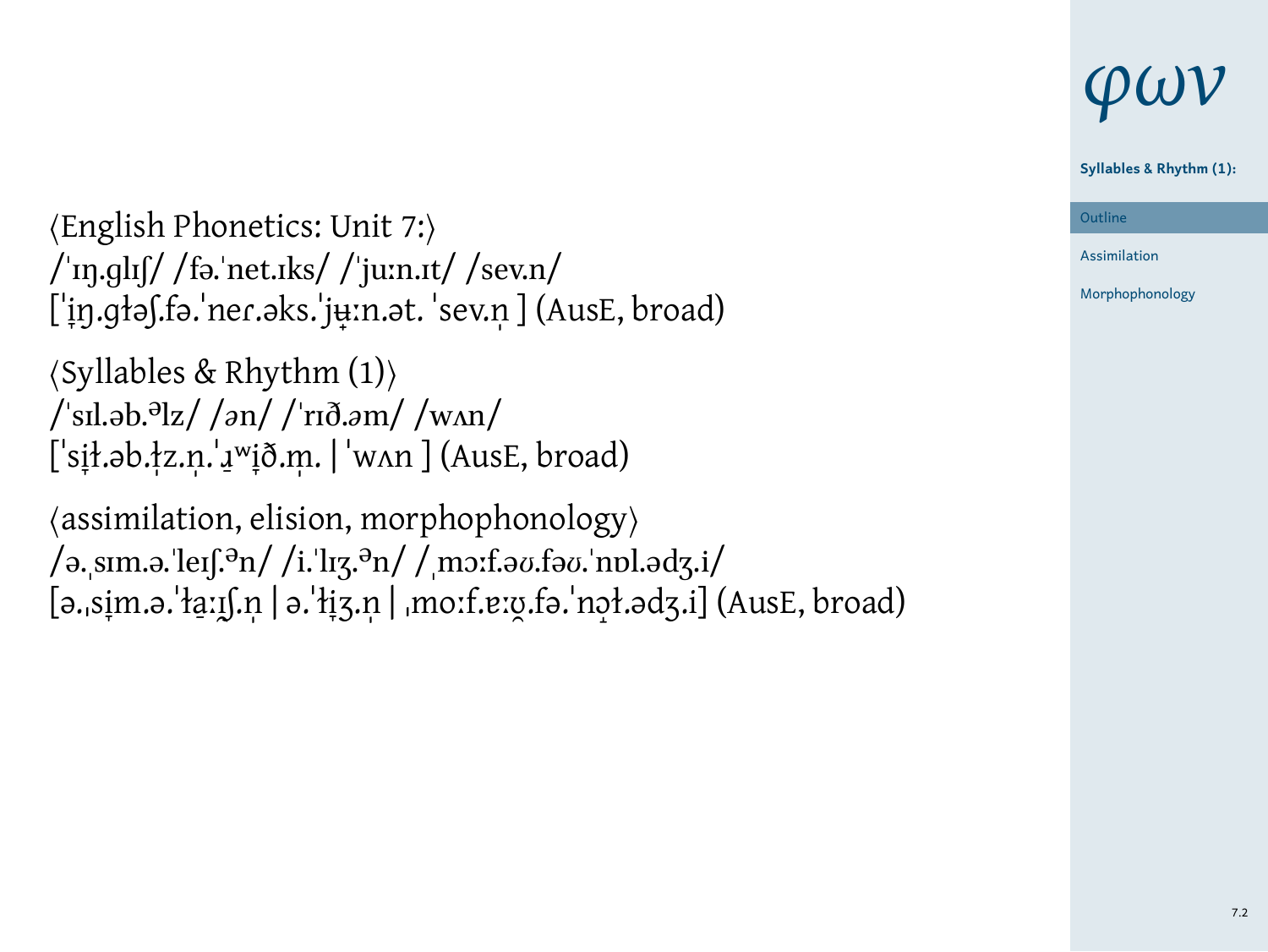⟨English Phonetics: Unit 7:⟩
/ˈɪŋ.ɡlɪʃ/ /fə.ˈnet.ɪks/ /ˈjuːn.ɪt/ /sev.n/
[ˈi̟ŋ.ɡɫəʃ.fə.ˈneɾ.əks.ˈjʉ̟ːn.ət. ˈsev.n̩ ] (AusE, broad)

⟨Syllables & Rhythm (1)⟩
/ˈsɪl.əb.ᵊlz/ /ən/ /ˈrɪð.əm/ /wʌn/
[ˈsi̟ɫ.əb.ɫ̩z.n̩.ˈɹ̠ʷi̟ð.m̩. | ˈwʌn ] (AusE, broad)

⟨assimilation, elision, morphophonology⟩
/ə.ˌsɪm.ə.ˈleɪʃ.ᵊn/ /i.ˈlɪʒ.ᵊn/ /ˌmɔːf.əʊ.fəʊ.ˈnɒl.ədʒ.i/
[ə.ˌsi̟m.ə.ˈɫa̠ːɪ̯ʃ.n̩ | ə.ˈɫi̟ʒ.n̩ | ˌmoːf.ɐːʊ̯.fə.ˈnɔ̟ɫ.ədʒ.i] (AusE, broad)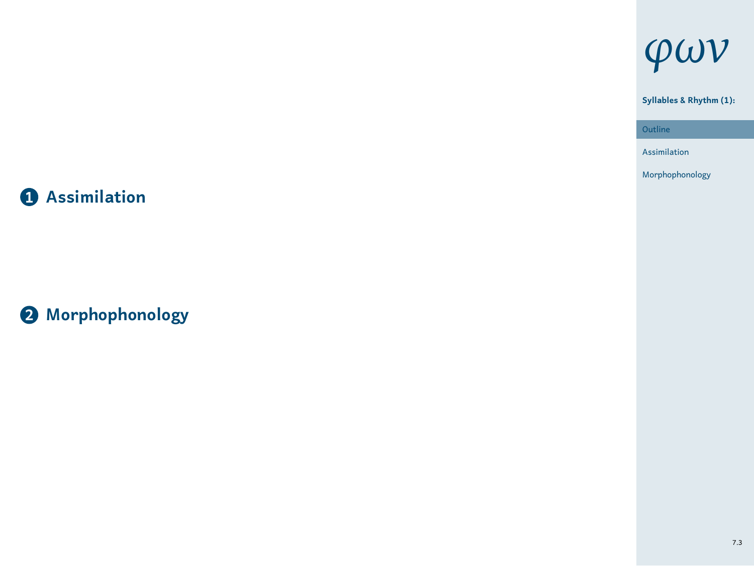1. **Assimilation**

2. **Morphophonology**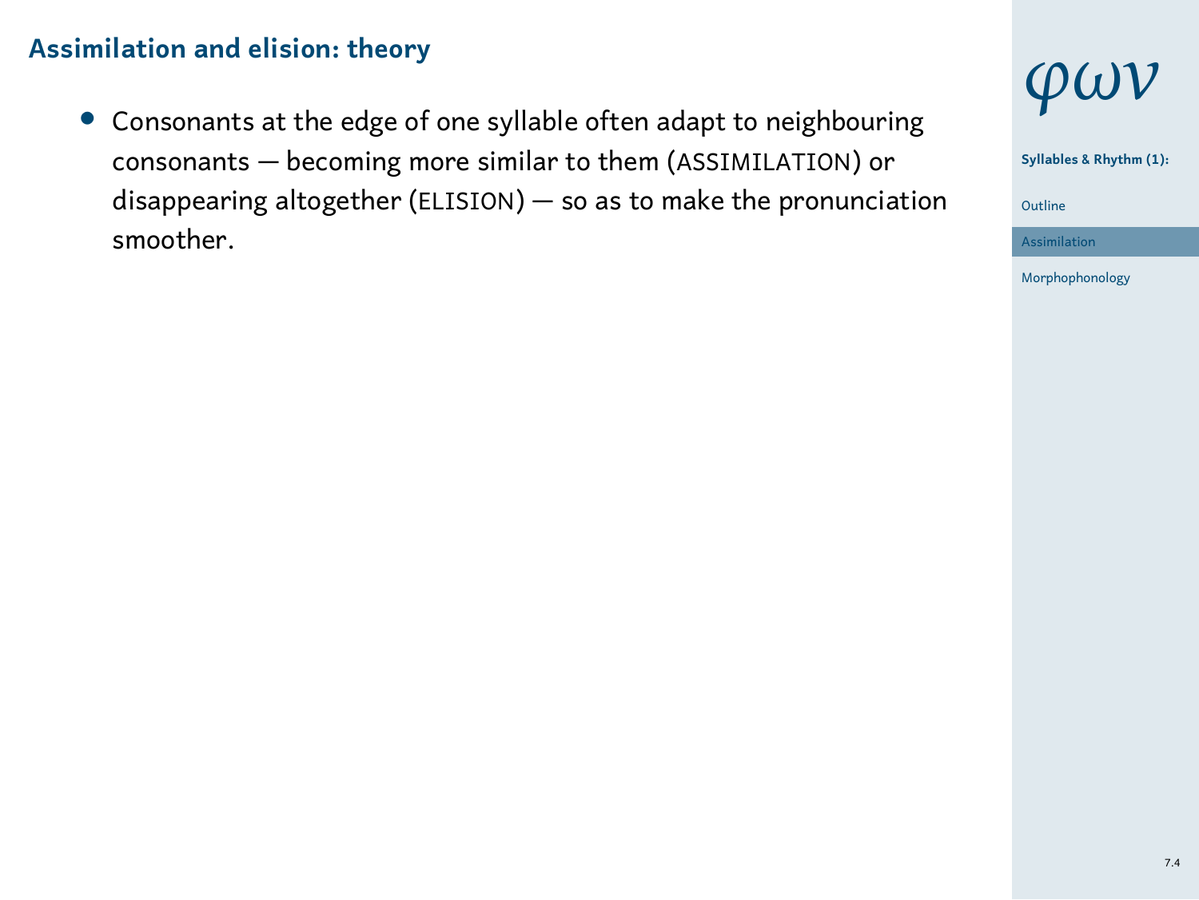## Assimilation and elision: theory

- Consonants at the edge of one syllable often adapt to neighbouring consonants — becoming more similar to them (ASSIMILATION) or disappearing altogether (ELISION) — so as to make the pronunciation smoother.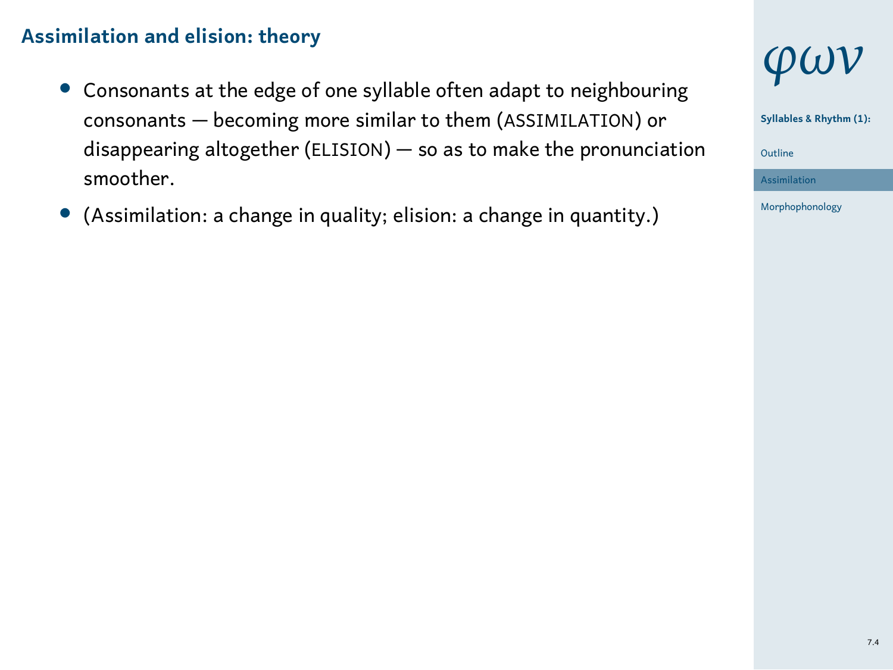## Assimilation and elision: theory

- Consonants at the edge of one syllable often adapt to neighbouring consonants — becoming more similar to them (ASSIMILATION) or disappearing altogether (ELISION) — so as to make the pronunciation smoother.
- (Assimilation: a change in quality; elision: a change in quantity.)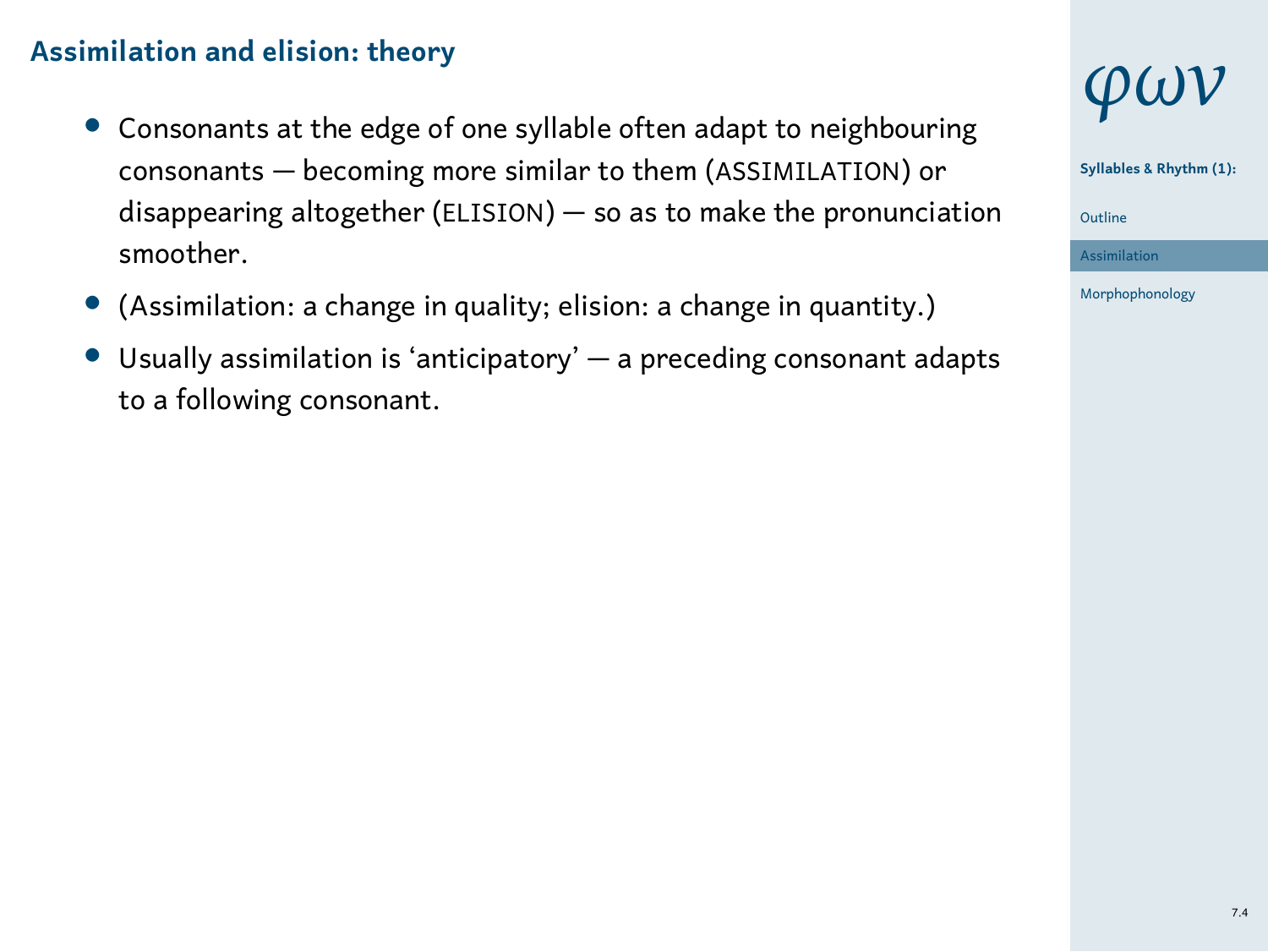## Assimilation and elision: theory

- Consonants at the edge of one syllable often adapt to neighbouring consonants — becoming more similar to them (ASSIMILATION) or disappearing altogether (ELISION) — so as to make the pronunciation smoother.
- (Assimilation: a change in quality; elision: a change in quantity.)
- Usually assimilation is 'anticipatory' — a preceding consonant adapts to a following consonant.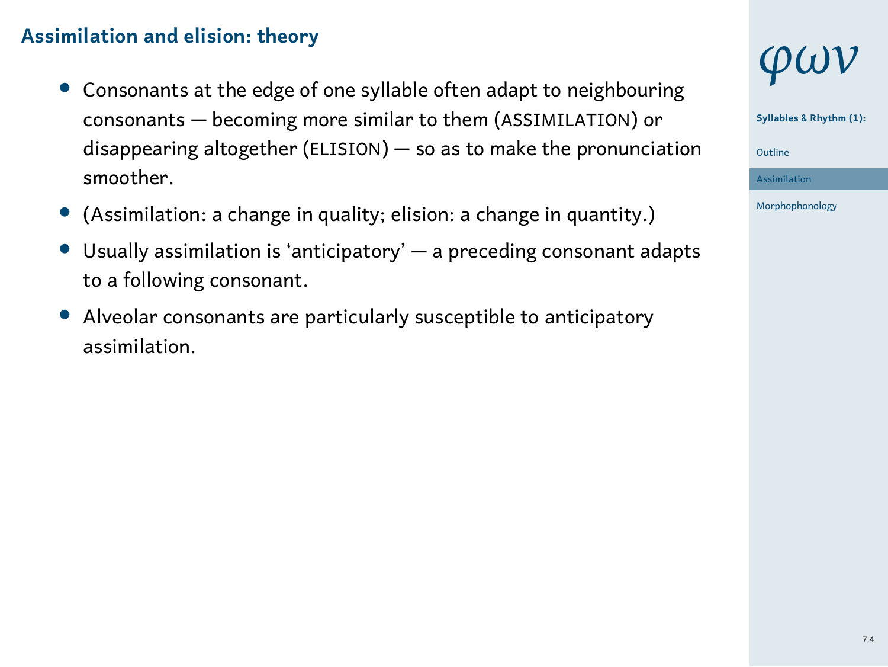## Assimilation and elision: theory

- Consonants at the edge of one syllable often adapt to neighbouring consonants — becoming more similar to them (ASSIMILATION) or disappearing altogether (ELISION) — so as to make the pronunciation smoother.
- (Assimilation: a change in quality; elision: a change in quantity.)
- Usually assimilation is ‘anticipatory’ — a preceding consonant adapts to a following consonant.
- Alveolar consonants are particularly susceptible to anticipatory assimilation.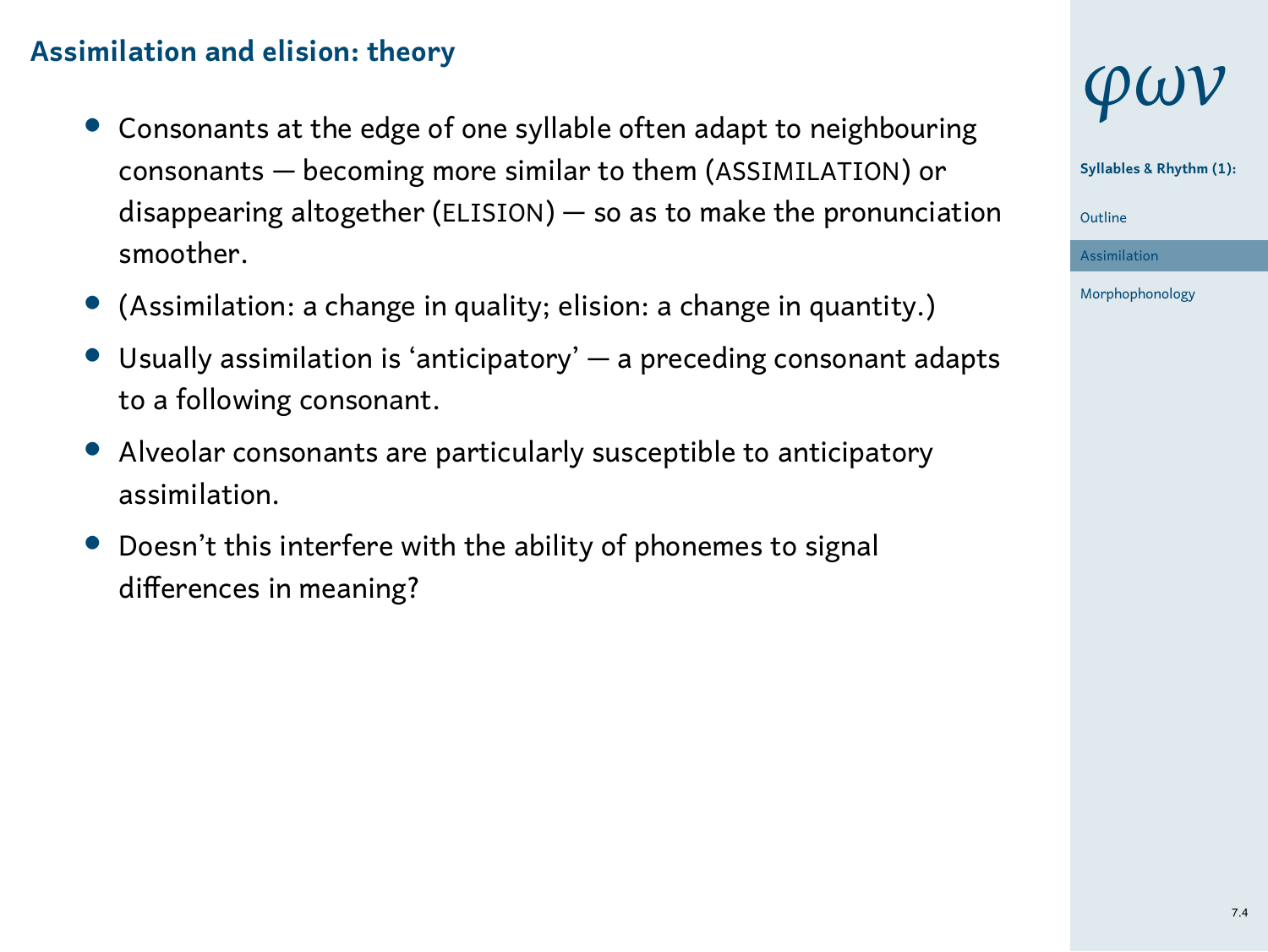## Assimilation and elision: theory

- Consonants at the edge of one syllable often adapt to neighbouring consonants — becoming more similar to them (ASSIMILATION) or disappearing altogether (ELISION) — so as to make the pronunciation smoother.
- (Assimilation: a change in quality; elision: a change in quantity.)
- Usually assimilation is 'anticipatory' — a preceding consonant adapts to a following consonant.
- Alveolar consonants are particularly susceptible to anticipatory assimilation.
- Doesn't this interfere with the ability of phonemes to signal differences in meaning?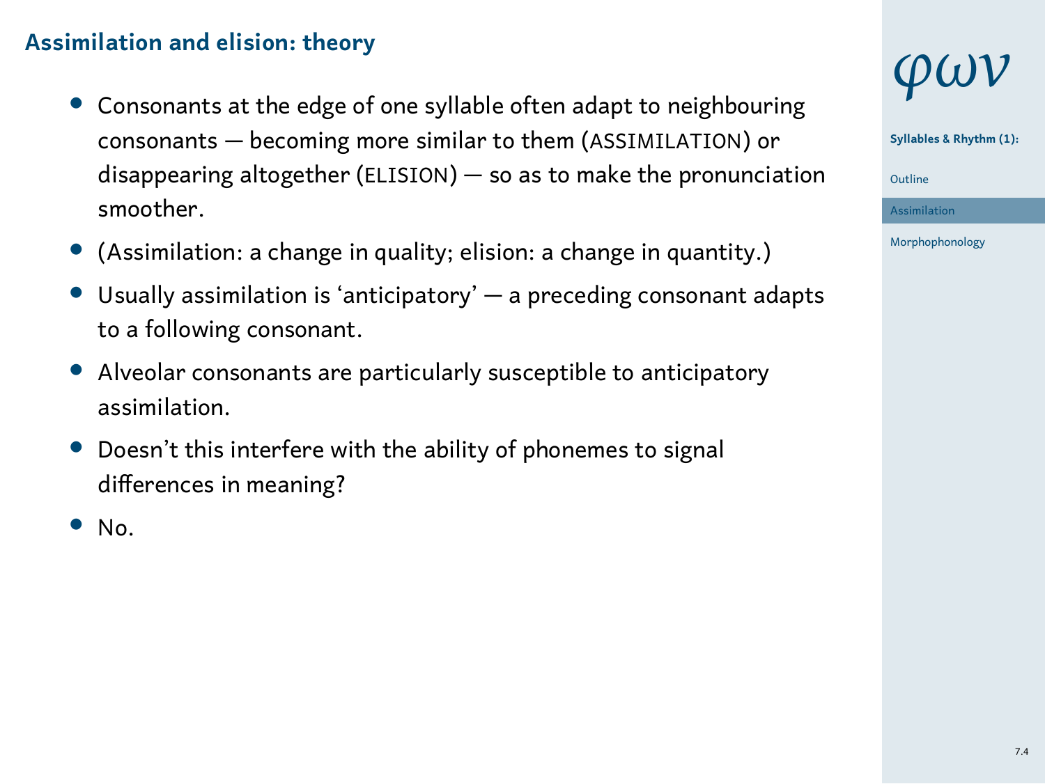## Assimilation and elision: theory

- Consonants at the edge of one syllable often adapt to neighbouring consonants — becoming more similar to them (ASSIMILATION) or disappearing altogether (ELISION) — so as to make the pronunciation smoother.
- (Assimilation: a change in quality; elision: a change in quantity.)
- Usually assimilation is ‘anticipatory’ — a preceding consonant adapts to a following consonant.
- Alveolar consonants are particularly susceptible to anticipatory assimilation.
- Doesn’t this interfere with the ability of phonemes to signal differences in meaning?
- No.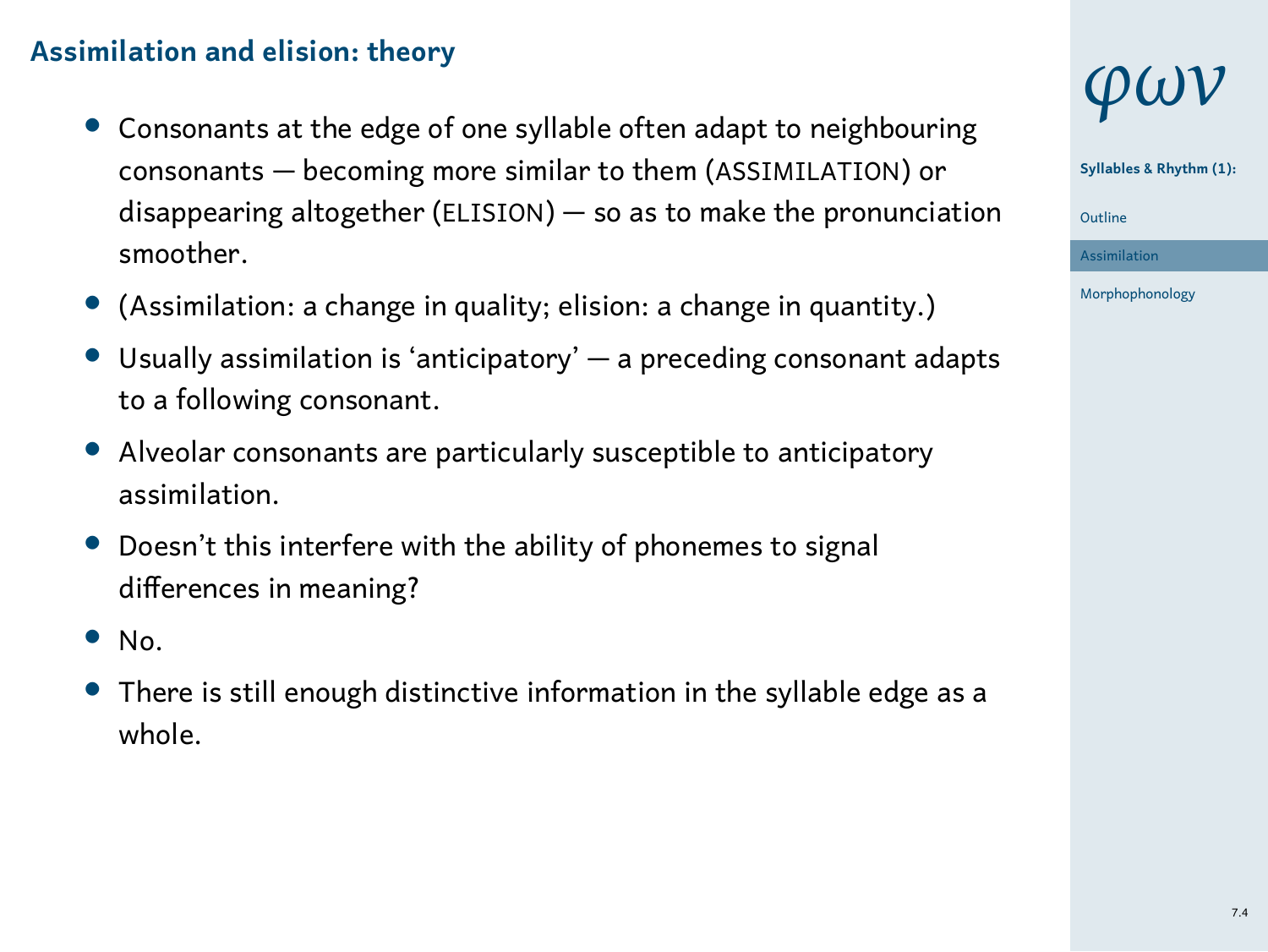## Assimilation and elision: theory

- Consonants at the edge of one syllable often adapt to neighbouring consonants — becoming more similar to them (ASSIMILATION) or disappearing altogether (ELISION) — so as to make the pronunciation smoother.
- (Assimilation: a change in quality; elision: a change in quantity.)
- Usually assimilation is 'anticipatory' — a preceding consonant adapts to a following consonant.
- Alveolar consonants are particularly susceptible to anticipatory assimilation.
- Doesn't this interfere with the ability of phonemes to signal differences in meaning?
- No.
- There is still enough distinctive information in the syllable edge as a whole.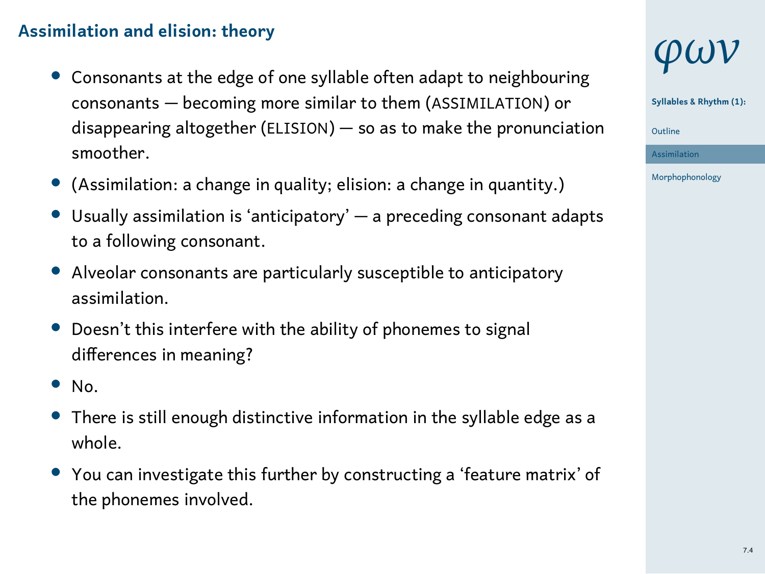## Assimilation and elision: theory

- Consonants at the edge of one syllable often adapt to neighbouring consonants — becoming more similar to them (ASSIMILATION) or disappearing altogether (ELISION) — so as to make the pronunciation smoother.
- (Assimilation: a change in quality; elision: a change in quantity.)
- Usually assimilation is 'anticipatory' — a preceding consonant adapts to a following consonant.
- Alveolar consonants are particularly susceptible to anticipatory assimilation.
- Doesn't this interfere with the ability of phonemes to signal differences in meaning?
- No.
- There is still enough distinctive information in the syllable edge as a whole.
- You can investigate this further by constructing a 'feature matrix' of the phonemes involved.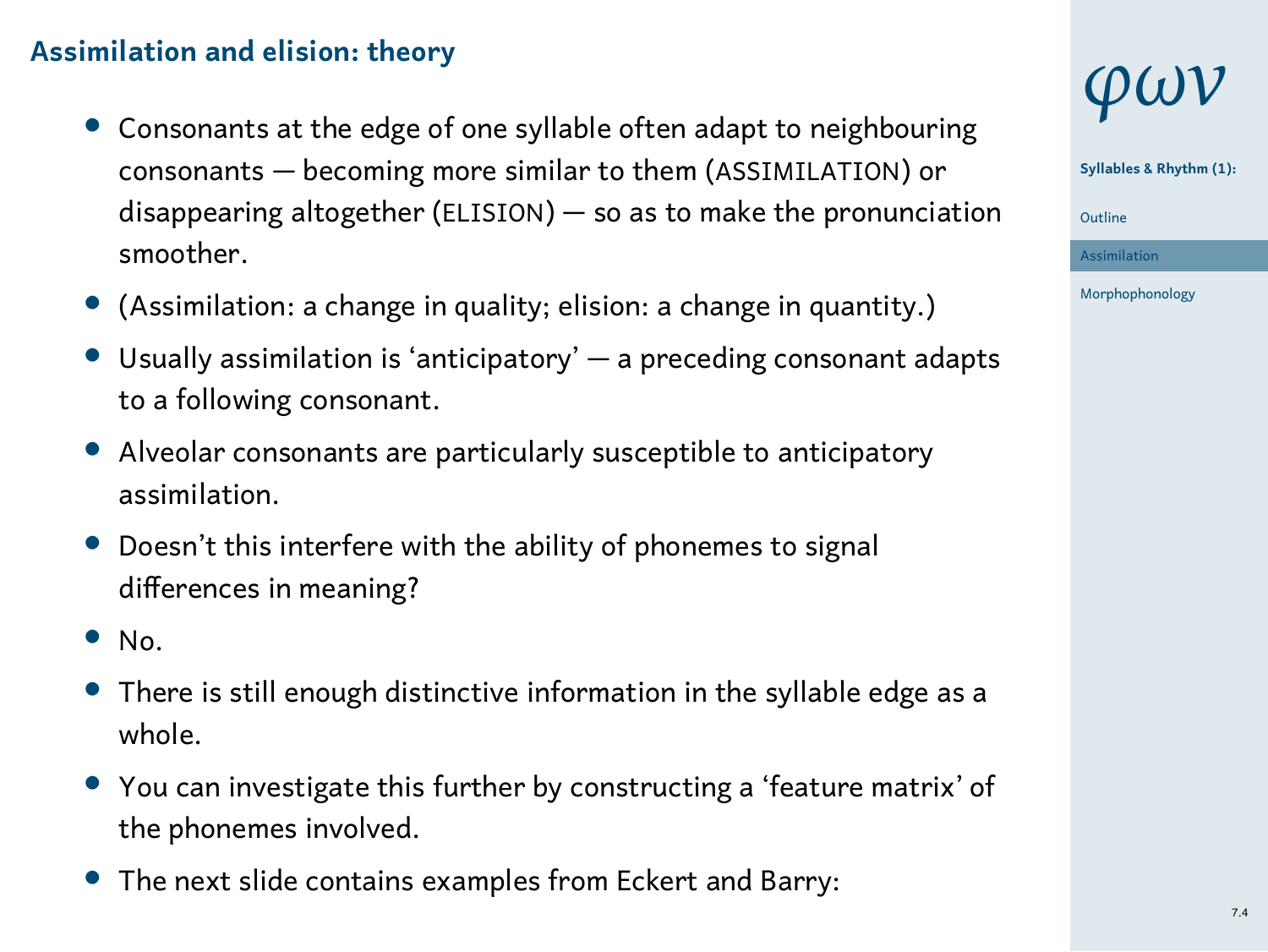## Assimilation and elision: theory

- Consonants at the edge of one syllable often adapt to neighbouring consonants — becoming more similar to them (ASSIMILATION) or disappearing altogether (ELISION) — so as to make the pronunciation smoother.
- (Assimilation: a change in quality; elision: a change in quantity.)
- Usually assimilation is 'anticipatory' — a preceding consonant adapts to a following consonant.
- Alveolar consonants are particularly susceptible to anticipatory assimilation.
- Doesn't this interfere with the ability of phonemes to signal differences in meaning?
- No.
- There is still enough distinctive information in the syllable edge as a whole.
- You can investigate this further by constructing a 'feature matrix' of the phonemes involved.
- The next slide contains examples from Eckert and Barry: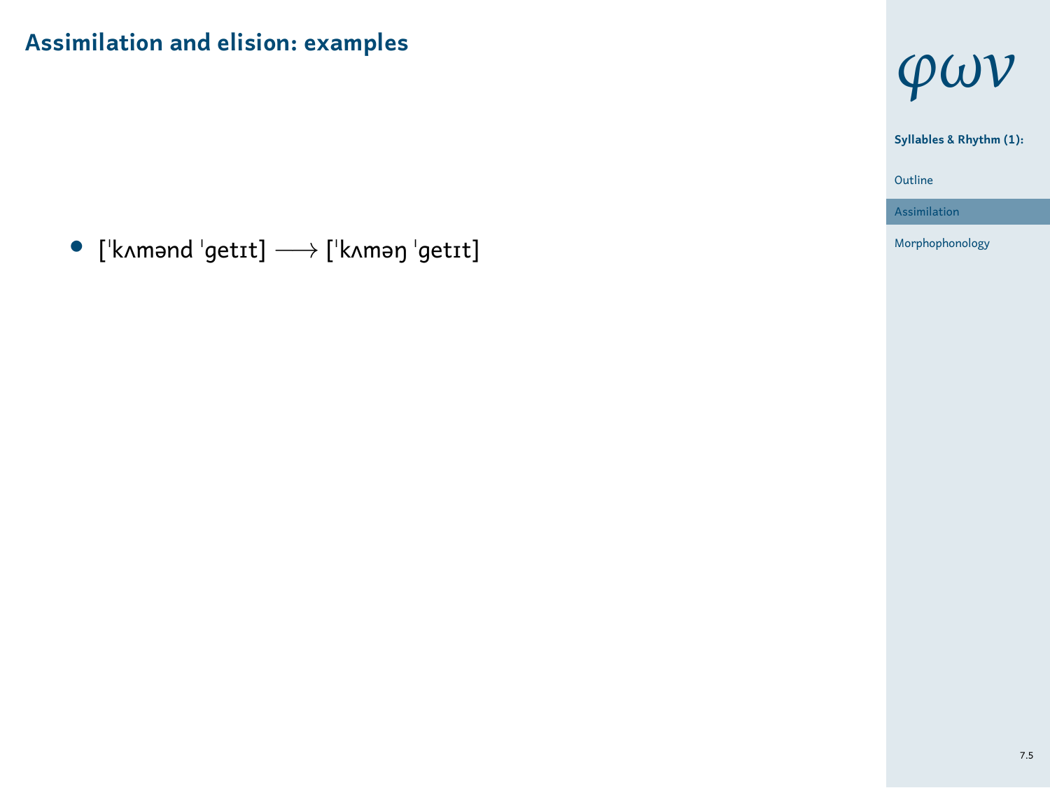# Assimilation and elision: examples

- [ˈkʌmənd ˈɡetɪt] ⟶ [ˈkʌməŋ ˈɡetɪt]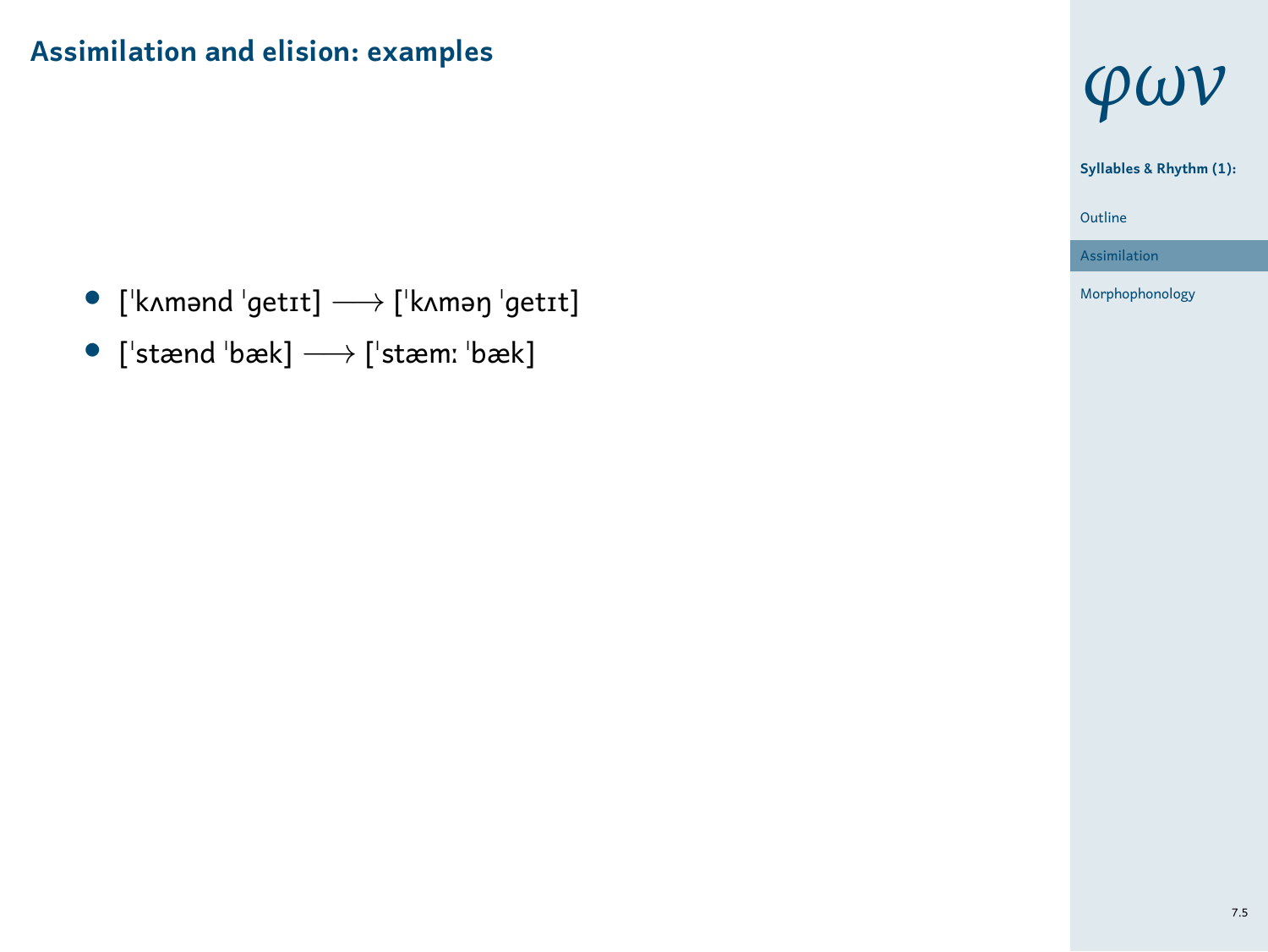## Assimilation and elision: examples

- [ˈkʌmənd ˈgetɪt] ⟶ [ˈkʌməŋ ˈgetɪt]
- [ˈstænd ˈbæk] ⟶ [ˈstæmː ˈbæk]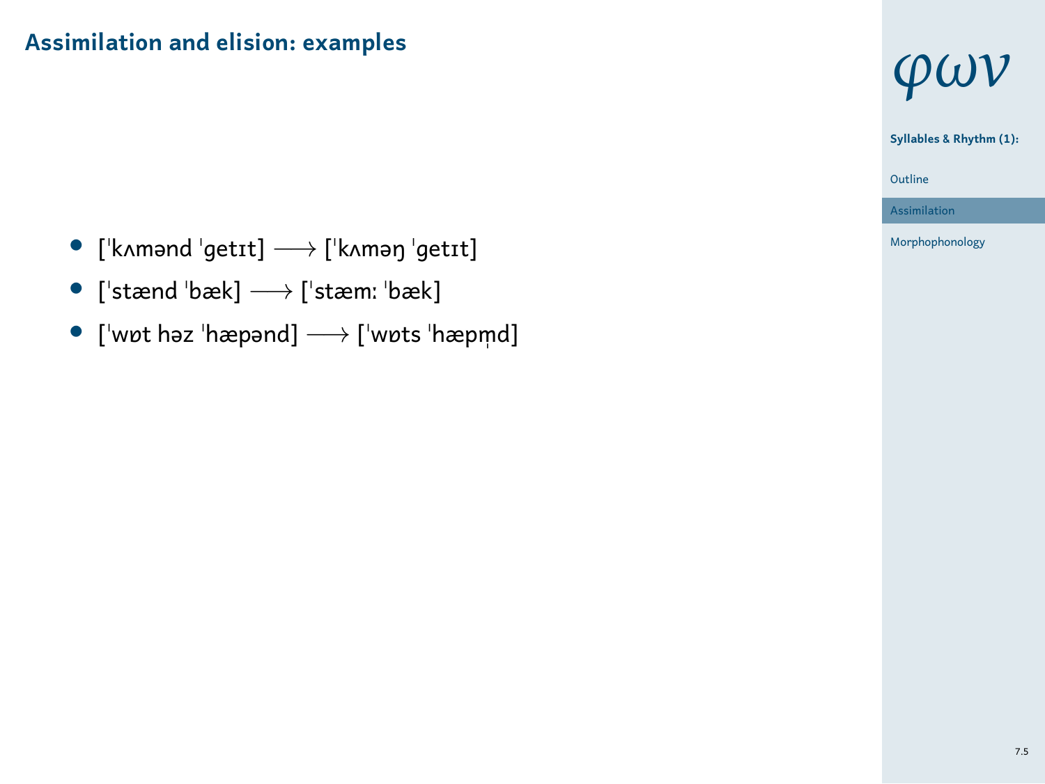## Assimilation and elision: examples

- [ˈkʌmənd ˈgetɪt] ⟶ [ˈkʌməŋ ˈgetɪt]
- [ˈstænd ˈbæk] ⟶ [ˈstæmː ˈbæk]
- [ˈwɒt həz ˈhæpənd] ⟶ [ˈwɒts ˈhæpm̩d]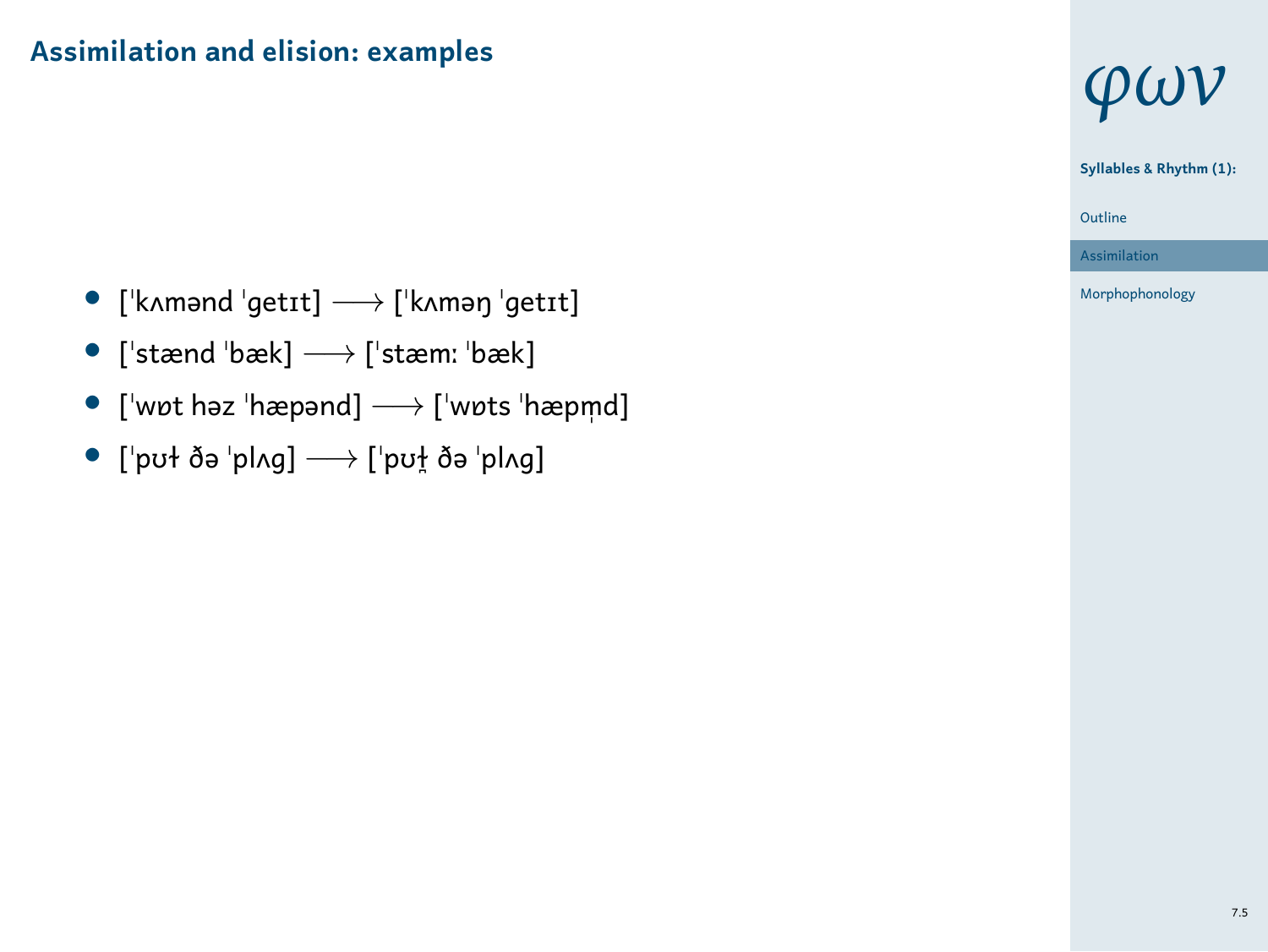## Assimilation and elision: examples

- [ˈkʌmənd ˈgetɪt] ⟶ [ˈkʌməŋ ˈgetɪt]
- [ˈstænd ˈbæk] ⟶ [ˈstæmː ˈbæk]
- [ˈwɒt həz ˈhæpənd] ⟶ [ˈwɒts ˈhæpm̩d]
- [ˈpʊɫ ðə ˈplʌg] ⟶ [ˈpʊɫ̪ ðə ˈplʌg]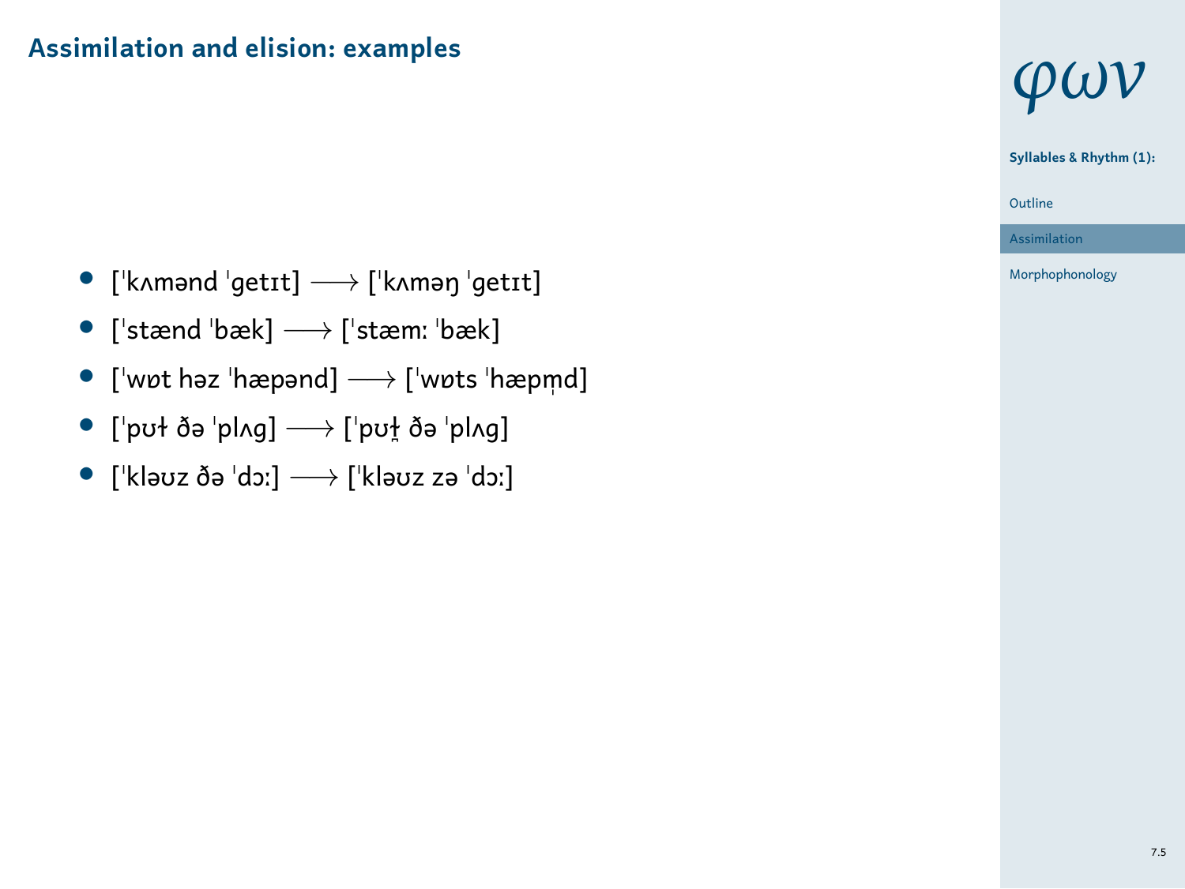## Assimilation and elision: examples

- [ˈkʌmənd ˈgetɪt] ⟶ [ˈkʌməŋ ˈgetɪt]
- [ˈstænd ˈbæk] ⟶ [ˈstæmː ˈbæk]
- [ˈwɒt həz ˈhæpənd] ⟶ [ˈwɒts ˈhæpm̩d]
- [ˈpʊɫ ðə ˈplʌg] ⟶ [ˈpʊɫ̪ ðə ˈplʌg]
- [ˈkləʊz ðə ˈdɔː] ⟶ [ˈkləʊz zə ˈdɔː]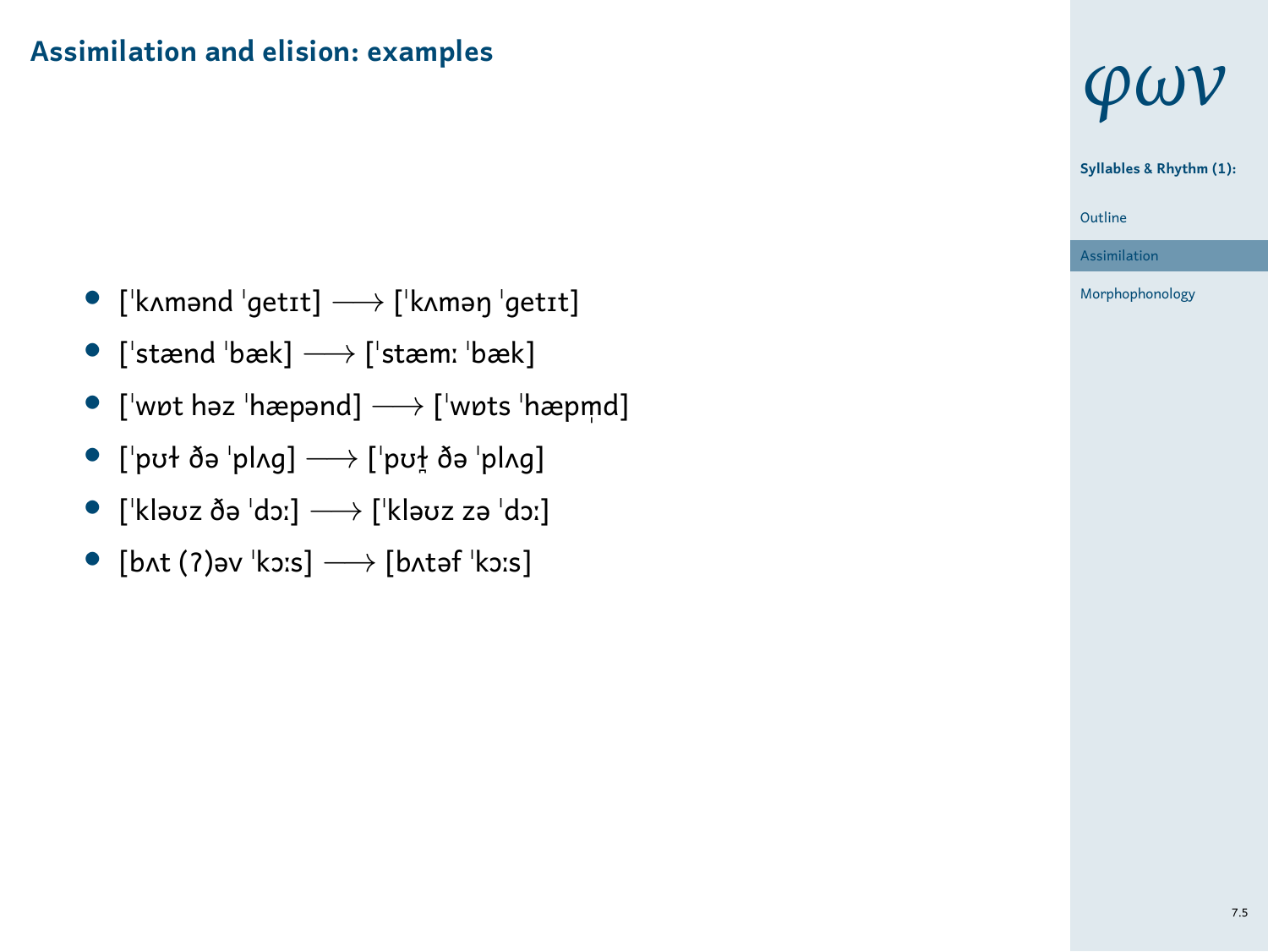## Assimilation and elision: examples

- [ˈkʌmənd ˈgetɪt] ⟶ [ˈkʌməŋ ˈgetɪt]
- [ˈstænd ˈbæk] ⟶ [ˈstæmː ˈbæk]
- [ˈwɒt həz ˈhæpənd] ⟶ [ˈwɒts ˈhæpm̩d]
- [ˈpʊɫ ðə ˈplʌg] ⟶ [ˈpʊɫ̪ ðə ˈplʌg]
- [ˈkləʊz ðə ˈdɔː] ⟶ [ˈkləʊz zə ˈdɔː]
- [bʌt (ʔ)əv ˈkɔːs] ⟶ [bʌtəf ˈkɔːs]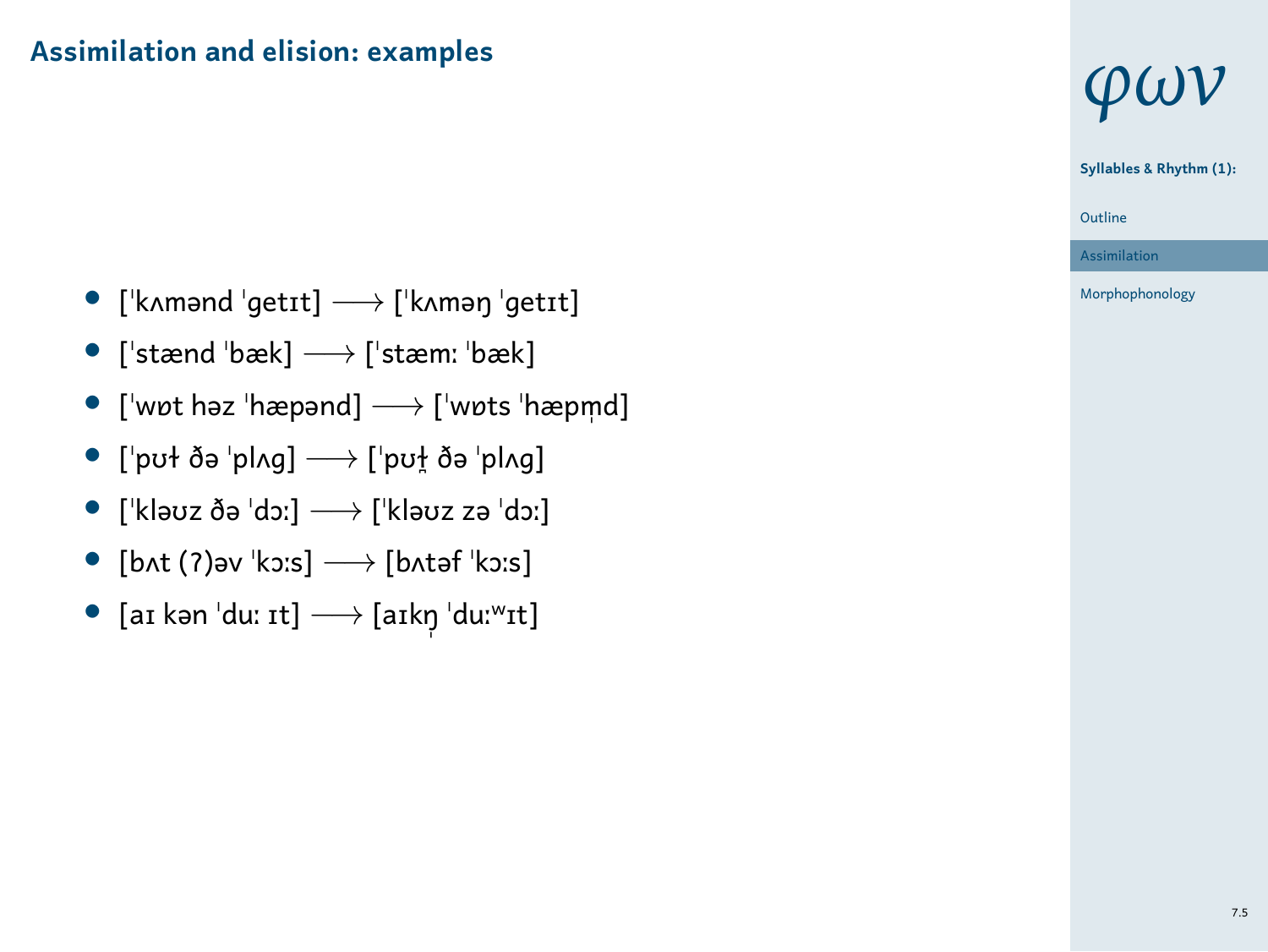# Assimilation and elision: examples

- [ˈkʌmənd ˈgetɪt] ⟶ [ˈkʌməŋ ˈgetɪt]
- [ˈstænd ˈbæk] ⟶ [ˈstæmː ˈbæk]
- [ˈwɒt həz ˈhæpənd] ⟶ [ˈwɒts ˈhæpm̩d]
- [ˈpʊɫ ðə ˈplʌg] ⟶ [ˈpʊɫ̪ ðə ˈplʌg]
- [ˈkləʊz ðə ˈdɔː] ⟶ [ˈkləʊz zə ˈdɔː]
- [bʌt (ʔ)əv ˈkɔːs] ⟶ [bʌtəf ˈkɔːs]
- [aɪ kən ˈduː ɪt] ⟶ [aɪkŋ̩ ˈduːʷɪt]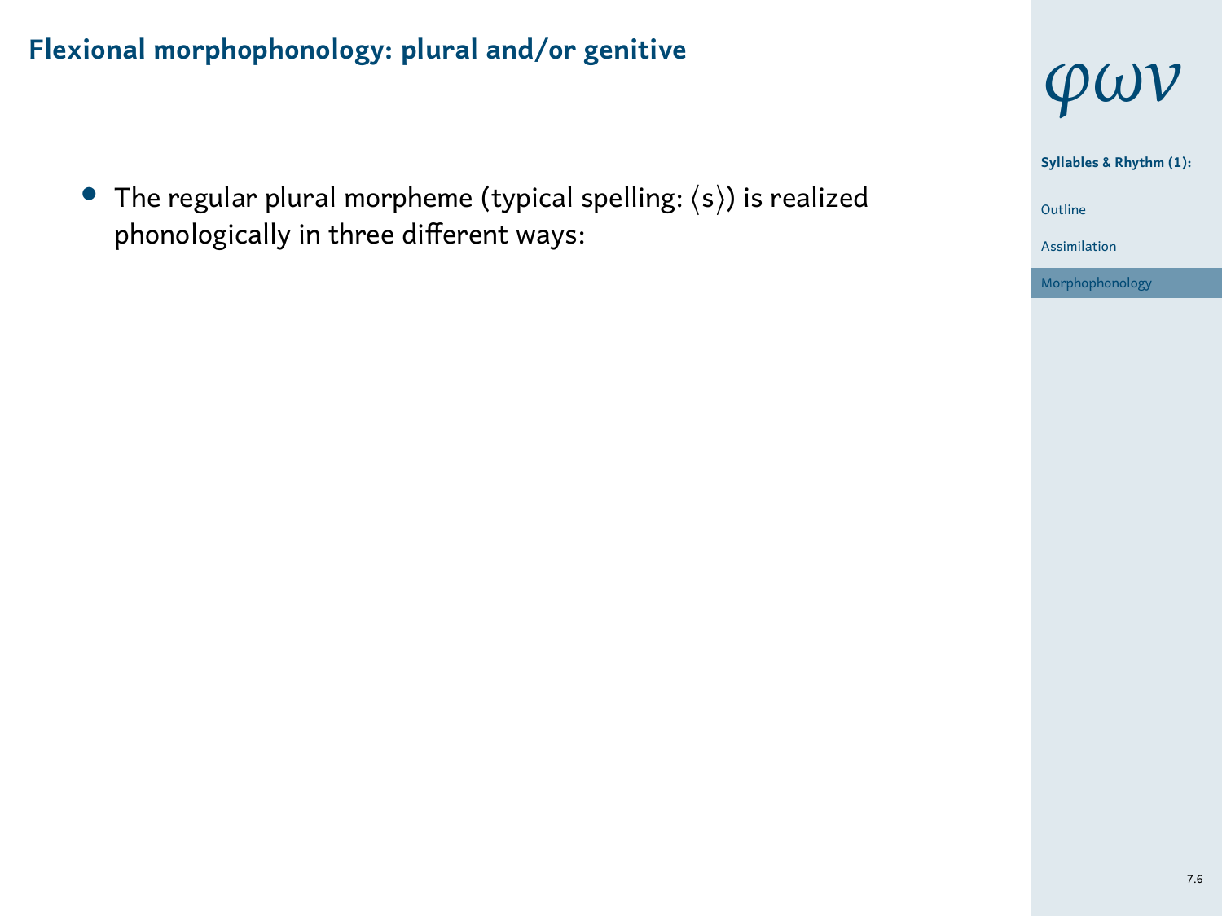## Flexional morphophonology: plural and/or genitive

- The regular plural morpheme (typical spelling: ⟨s⟩) is realized phonologically in three different ways: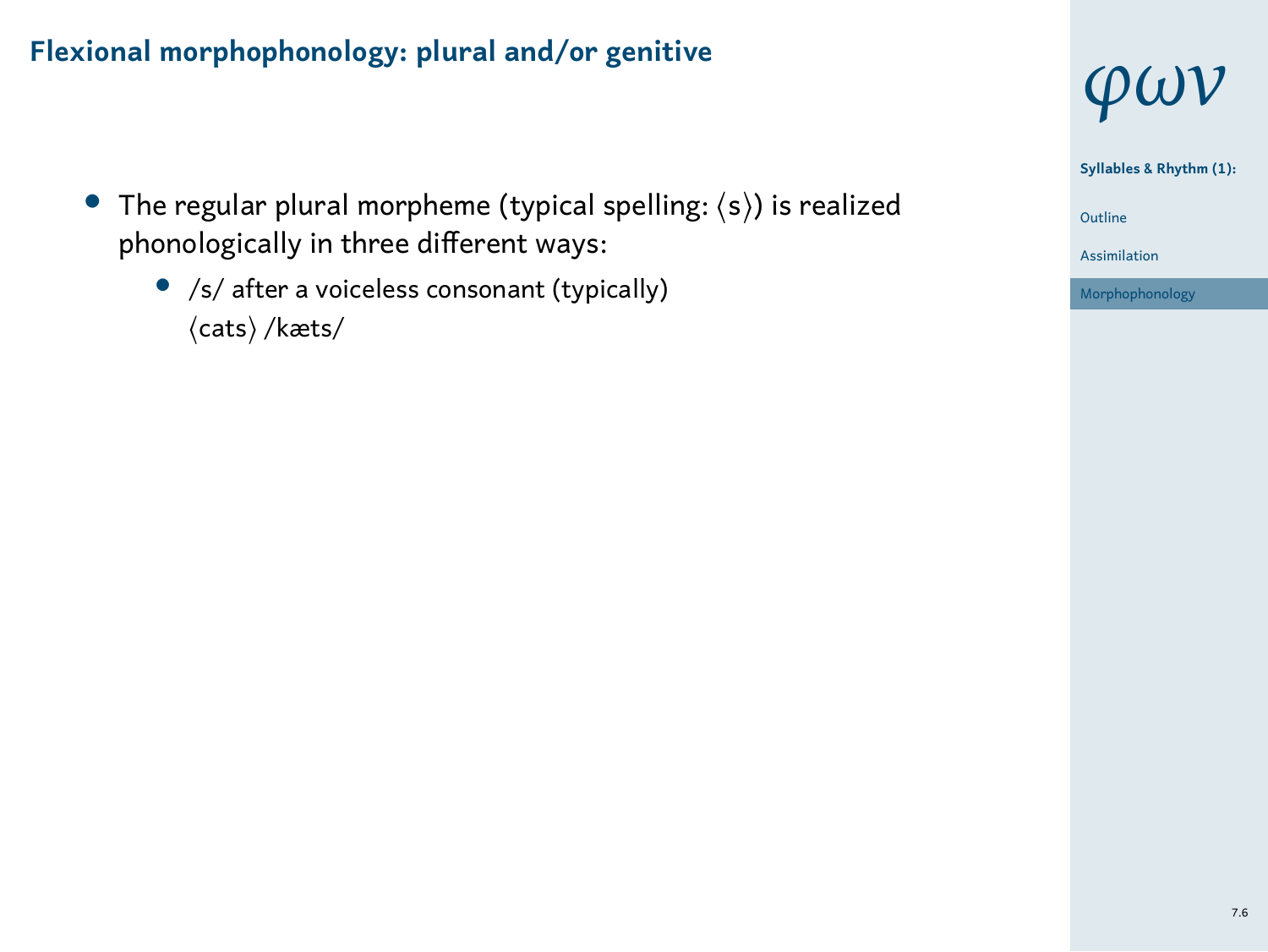## Flexional morphophonology: plural and/or genitive

- The regular plural morpheme (typical spelling: ⟨s⟩) is realized phonologically in three different ways:
  - /s/ after a voiceless consonant (typically)
    ⟨cats⟩ /kæts/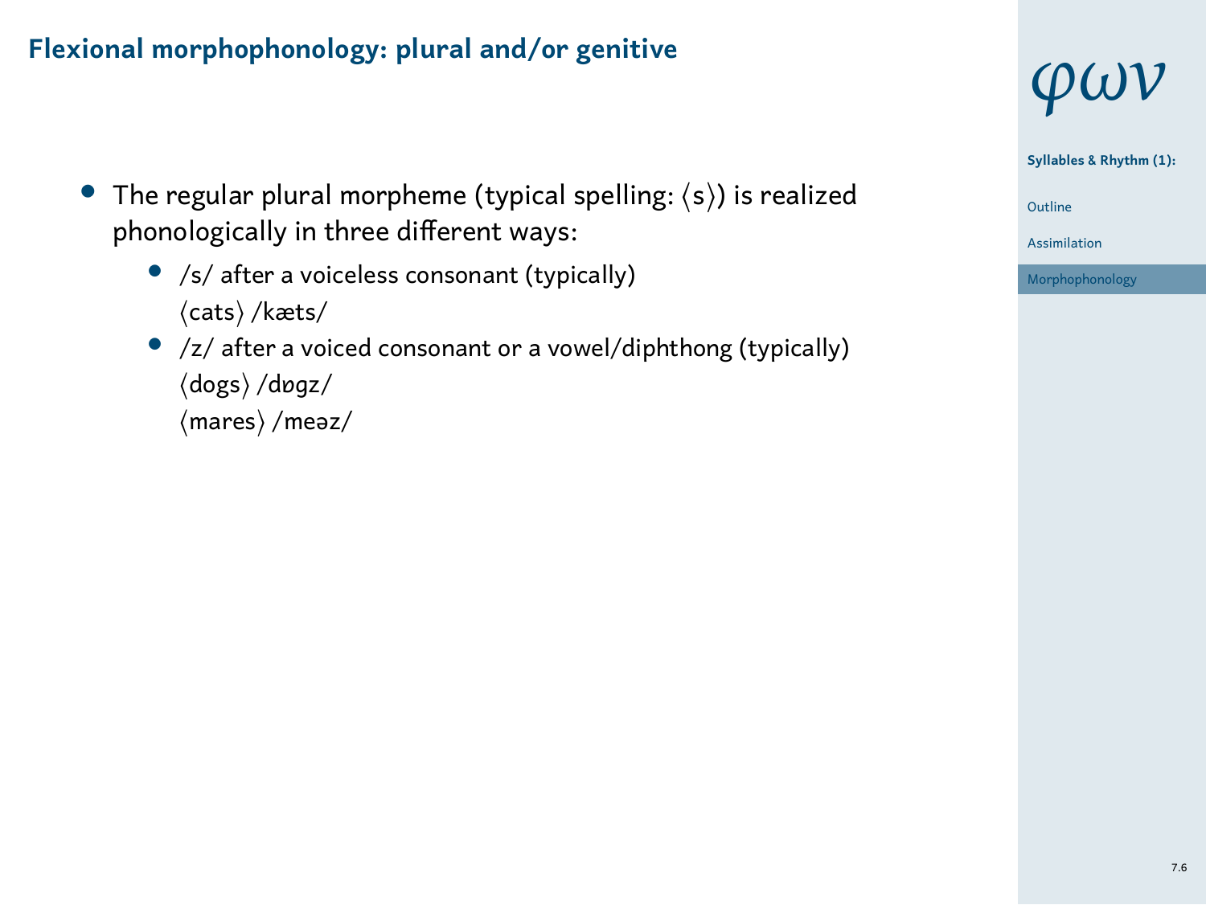## Flexional morphophonology: plural and/or genitive

- The regular plural morpheme (typical spelling: ⟨s⟩) is realized phonologically in three different ways:
  - /s/ after a voiceless consonant (typically)
    ⟨cats⟩ /kæts/
  - /z/ after a voiced consonant or a vowel/diphthong (typically)
    ⟨dogs⟩ /dɒgz/
    ⟨mares⟩ /meəz/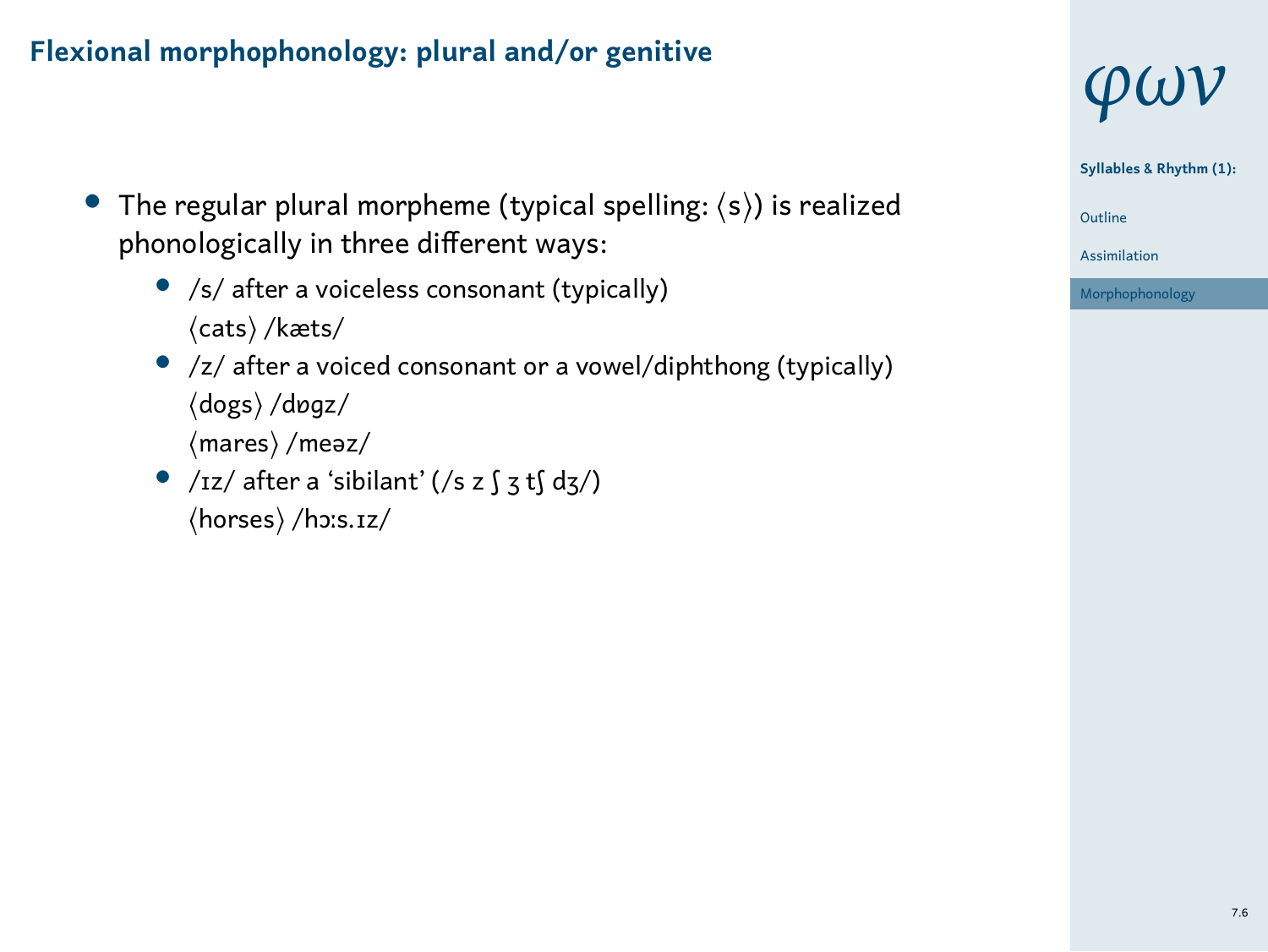## Flexional morphophonology: plural and/or genitive

- The regular plural morpheme (typical spelling: ⟨s⟩) is realized phonologically in three different ways:
  - /s/ after a voiceless consonant (typically)
    ⟨cats⟩ /kæts/
  - /z/ after a voiced consonant or a vowel/diphthong (typically)
    ⟨dogs⟩ /dɒgz/
    ⟨mares⟩ /meəz/
  - /ɪz/ after a 'sibilant' (/s z ʃ ʒ tʃ dʒ/)
    ⟨horses⟩ /hɔːs.ɪz/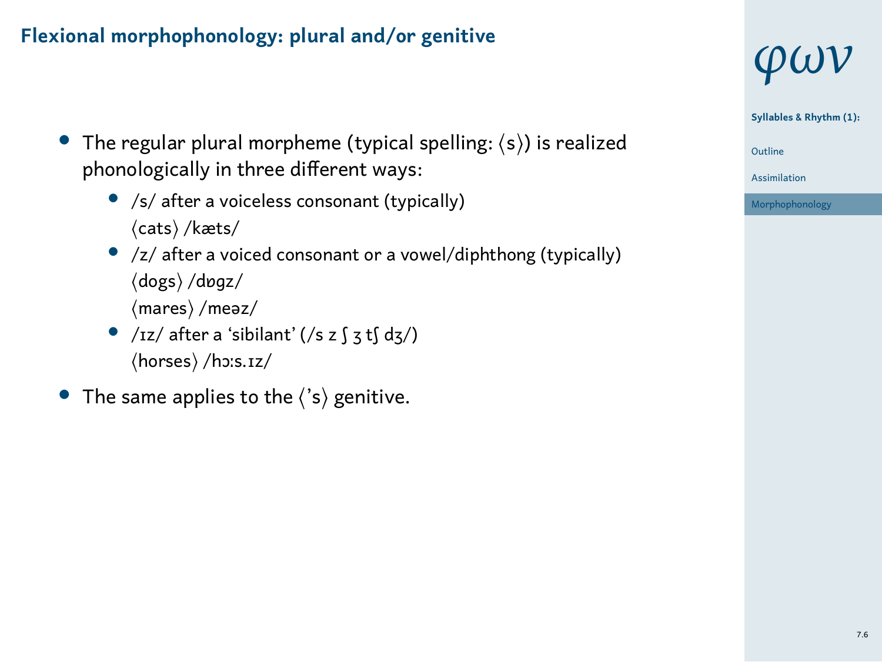## Flexional morphophonology: plural and/or genitive

- The regular plural morpheme (typical spelling: ⟨s⟩) is realized phonologically in three different ways:
  - /s/ after a voiceless consonant (typically)
    ⟨cats⟩ /kæts/
  - /z/ after a voiced consonant or a vowel/diphthong (typically)
    ⟨dogs⟩ /dɒgz/
    ⟨mares⟩ /meəz/
  - /ɪz/ after a 'sibilant' (/s z ʃ ʒ tʃ dʒ/)
    ⟨horses⟩ /hɔːs.ɪz/
- The same applies to the ⟨'s⟩ genitive.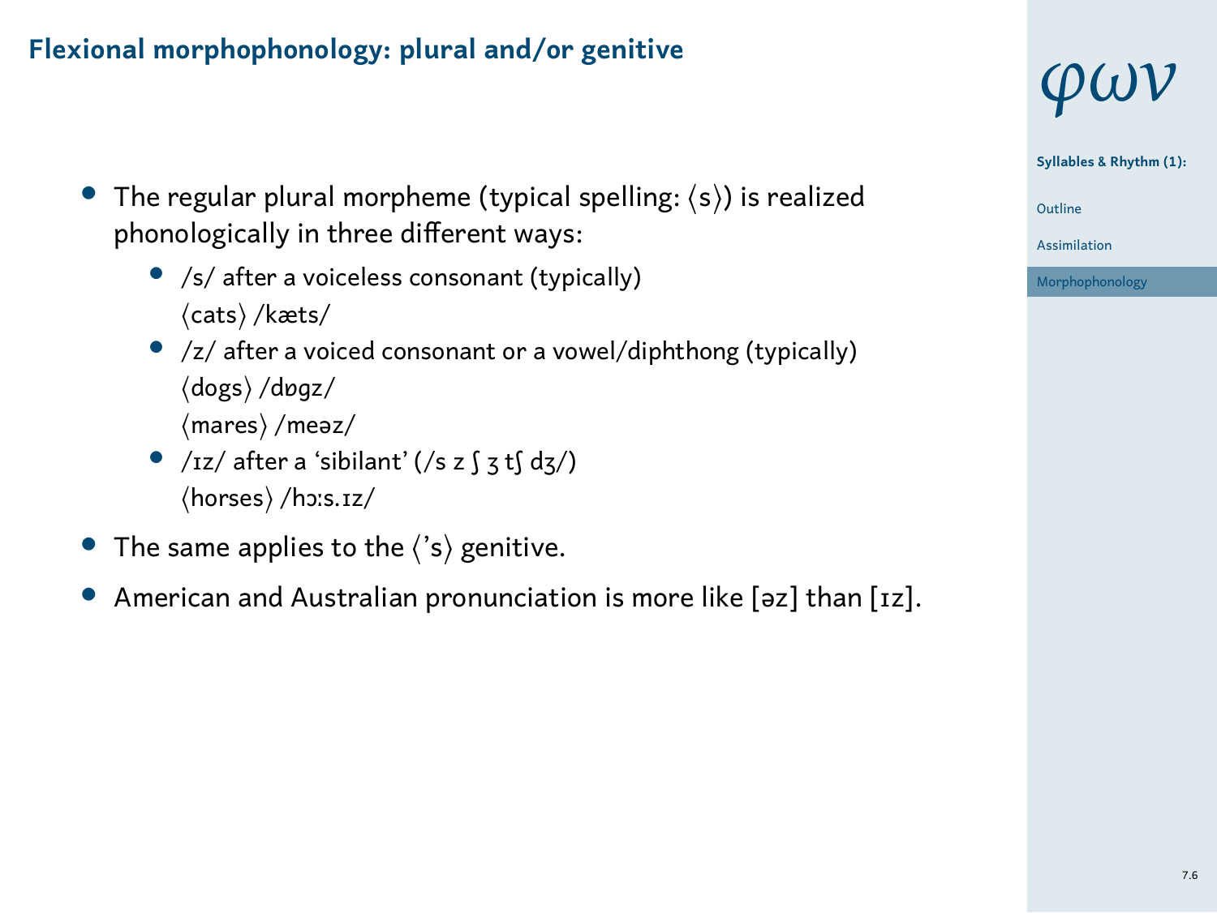## Flexional morphophonology: plural and/or genitive

- The regular plural morpheme (typical spelling: ⟨s⟩) is realized phonologically in three different ways:
  - /s/ after a voiceless consonant (typically)
    ⟨cats⟩ /kæts/
  - /z/ after a voiced consonant or a vowel/diphthong (typically)
    ⟨dogs⟩ /dɒgz/
    ⟨mares⟩ /meəz/
  - /ɪz/ after a 'sibilant' (/s z ʃ ʒ tʃ dʒ/)
    ⟨horses⟩ /hɔːs.ɪz/
- The same applies to the ⟨'s⟩ genitive.
- American and Australian pronunciation is more like [əz] than [ɪz].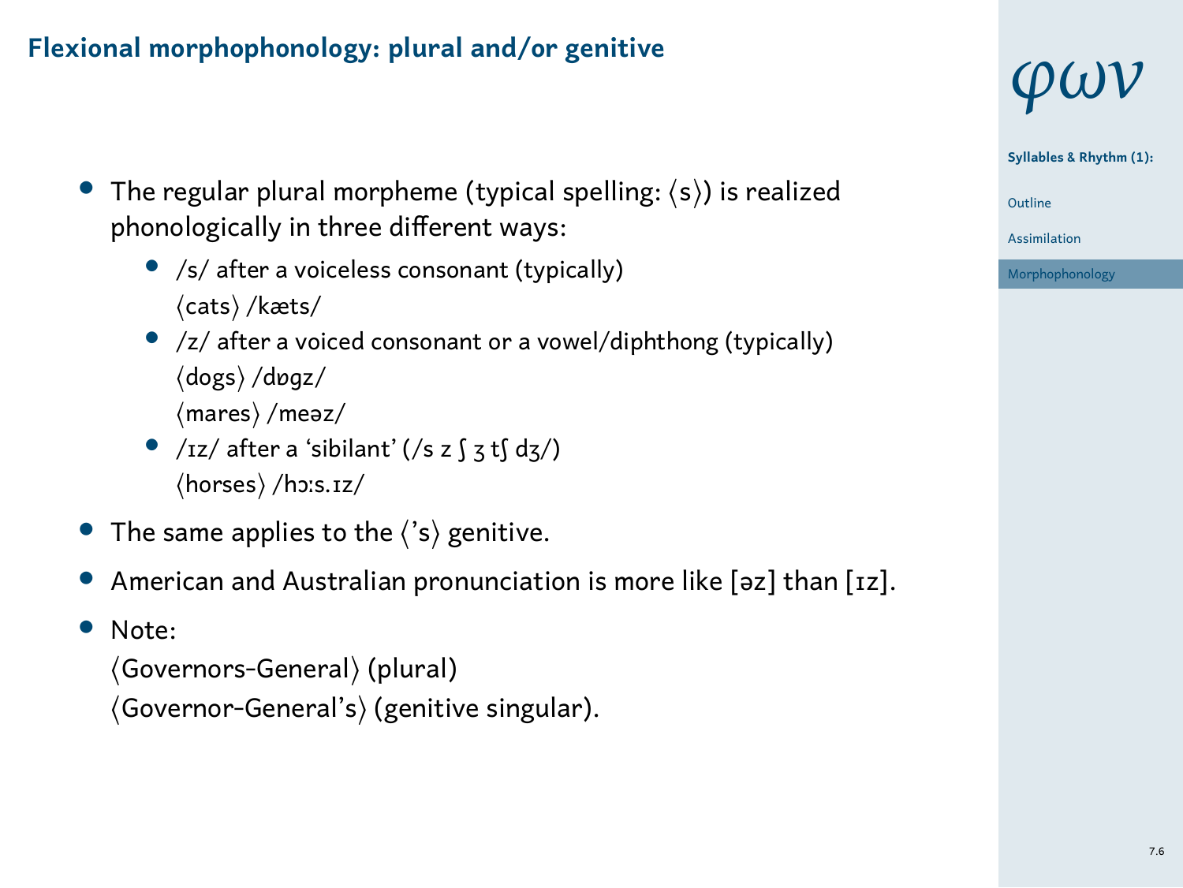## Flexional morphophonology: plural and/or genitive

- The regular plural morpheme (typical spelling: ⟨s⟩) is realized phonologically in three different ways:
  - /s/ after a voiceless consonant (typically)
    ⟨cats⟩ /kæts/
  - /z/ after a voiced consonant or a vowel/diphthong (typically)
    ⟨dogs⟩ /dɒgz/
    ⟨mares⟩ /meəz/
  - /ɪz/ after a 'sibilant' (/s z ʃ ʒ tʃ dʒ/)
    ⟨horses⟩ /hɔːs.ɪz/
- The same applies to the ⟨'s⟩ genitive.
- American and Australian pronunciation is more like [əz] than [ɪz].
- Note:
  ⟨Governors-General⟩ (plural)
  ⟨Governor-General's⟩ (genitive singular).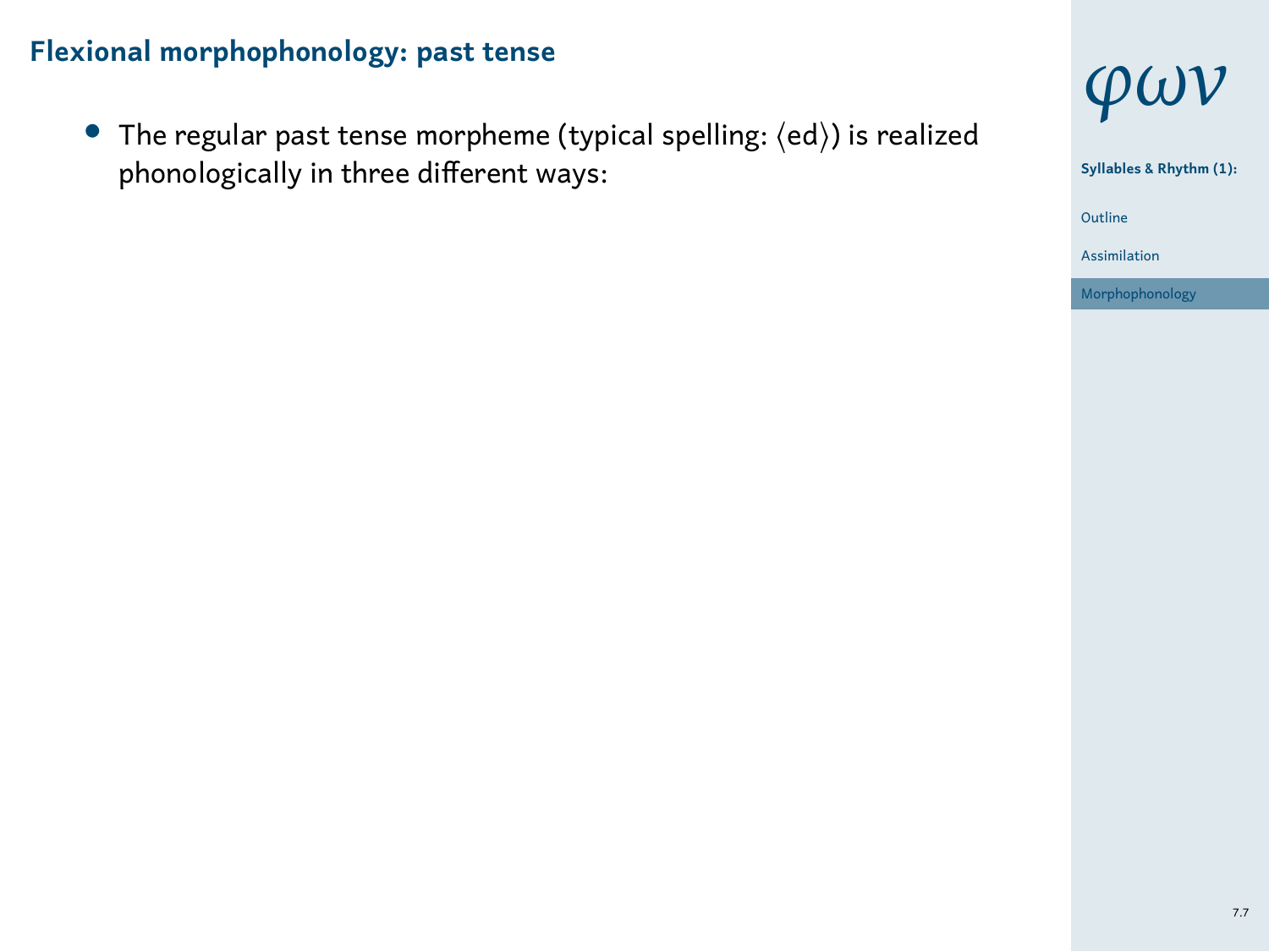## Flexional morphophonology: past tense

- The regular past tense morpheme (typical spelling: ⟨ed⟩) is realized phonologically in three different ways: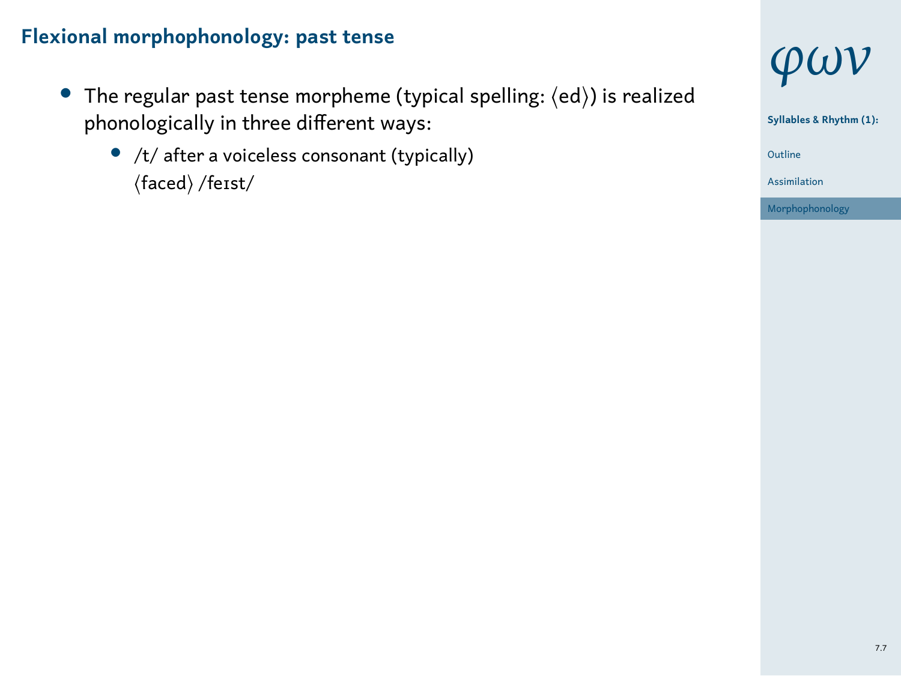## Flexional morphophonology: past tense

- The regular past tense morpheme (typical spelling: ⟨ed⟩) is realized phonologically in three different ways:
  - /t/ after a voiceless consonant (typically)
    ⟨faced⟩ /feɪst/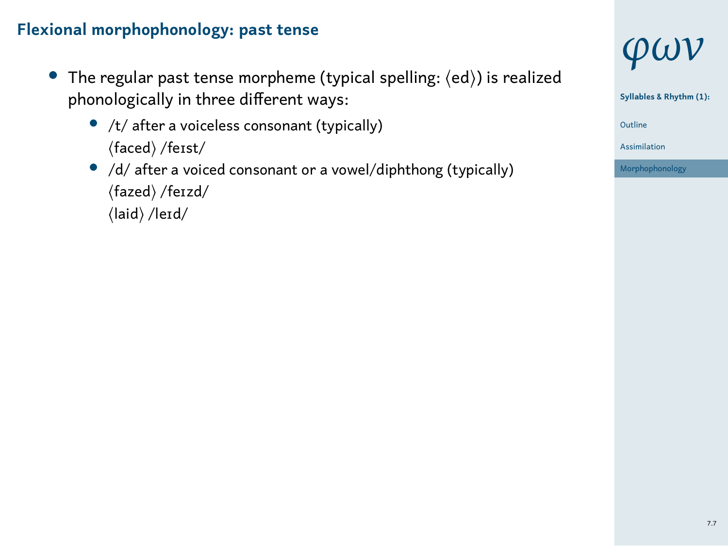## Flexional morphophonology: past tense

- The regular past tense morpheme (typical spelling: ⟨ed⟩) is realized phonologically in three different ways:
  - /t/ after a voiceless consonant (typically)
    ⟨faced⟩ /feɪst/
  - /d/ after a voiced consonant or a vowel/diphthong (typically)
    ⟨fazed⟩ /feɪzd/
    ⟨laid⟩ /leɪd/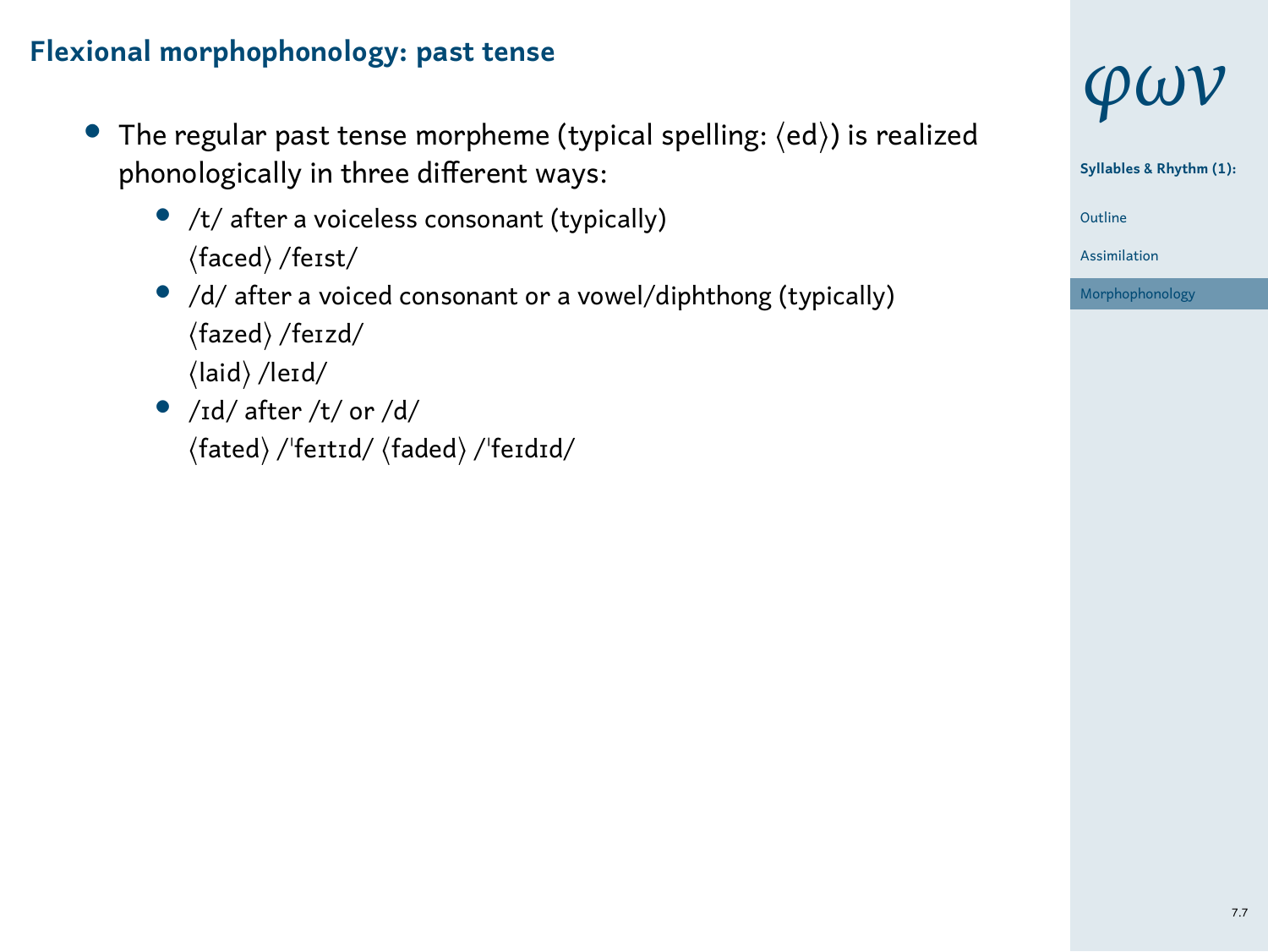## Flexional morphophonology: past tense

- The regular past tense morpheme (typical spelling: ⟨ed⟩) is realized phonologically in three different ways:
  - /t/ after a voiceless consonant (typically)
    ⟨faced⟩ /feɪst/
  - /d/ after a voiced consonant or a vowel/diphthong (typically)
    ⟨fazed⟩ /feɪzd/
    ⟨laid⟩ /leɪd/
  - /ɪd/ after /t/ or /d/
    ⟨fated⟩ /ˈfeɪtɪd/ ⟨faded⟩ /ˈfeɪdɪd/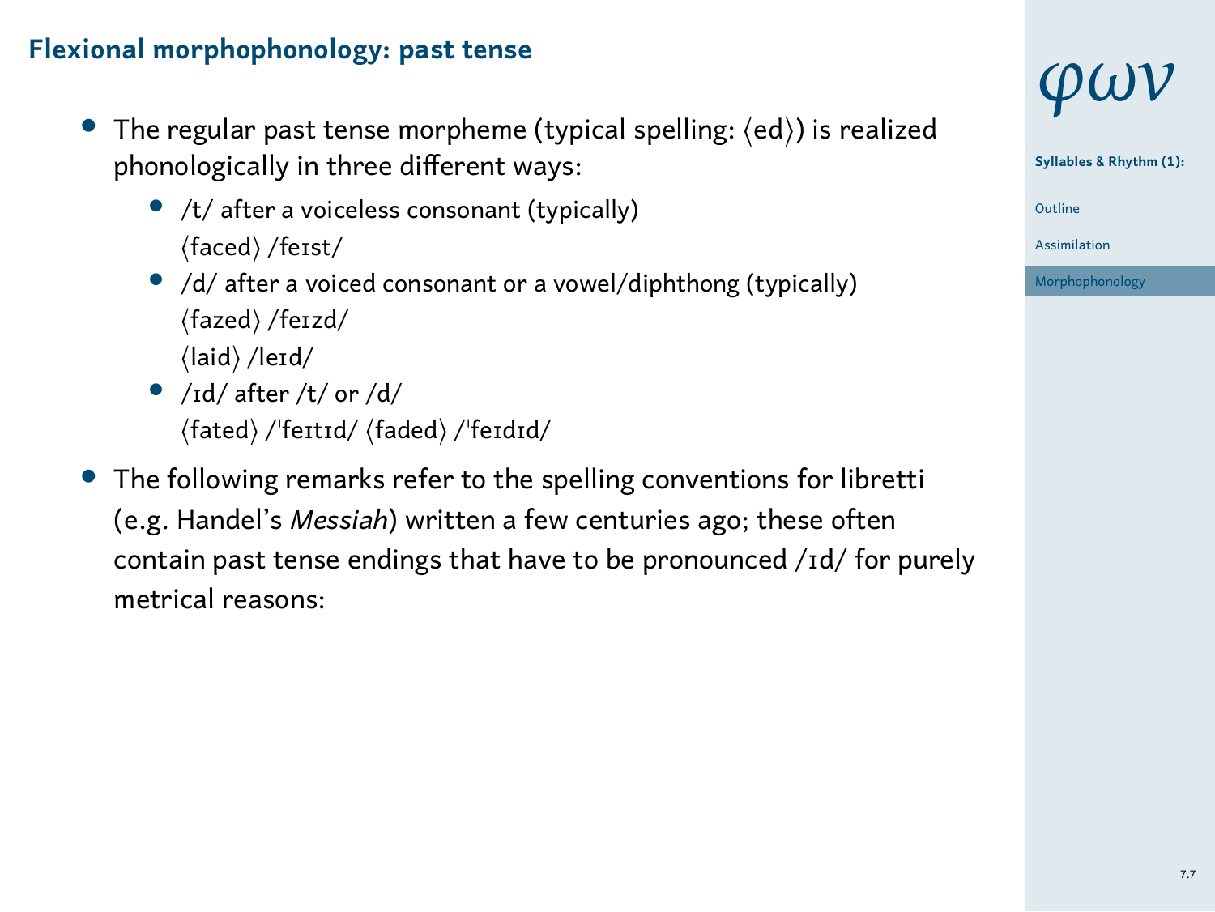## Flexional morphophonology: past tense

- The regular past tense morpheme (typical spelling: ⟨ed⟩) is realized phonologically in three different ways:
  - /t/ after a voiceless consonant (typically)
    ⟨faced⟩ /feɪst/
  - /d/ after a voiced consonant or a vowel/diphthong (typically)
    ⟨fazed⟩ /feɪzd/
    ⟨laid⟩ /leɪd/
  - /ɪd/ after /t/ or /d/
    ⟨fated⟩ /ˈfeɪtɪd/ ⟨faded⟩ /ˈfeɪdɪd/
- The following remarks refer to the spelling conventions for libretti (e.g. Handel's *Messiah*) written a few centuries ago; these often contain past tense endings that have to be pronounced /ɪd/ for purely metrical reasons: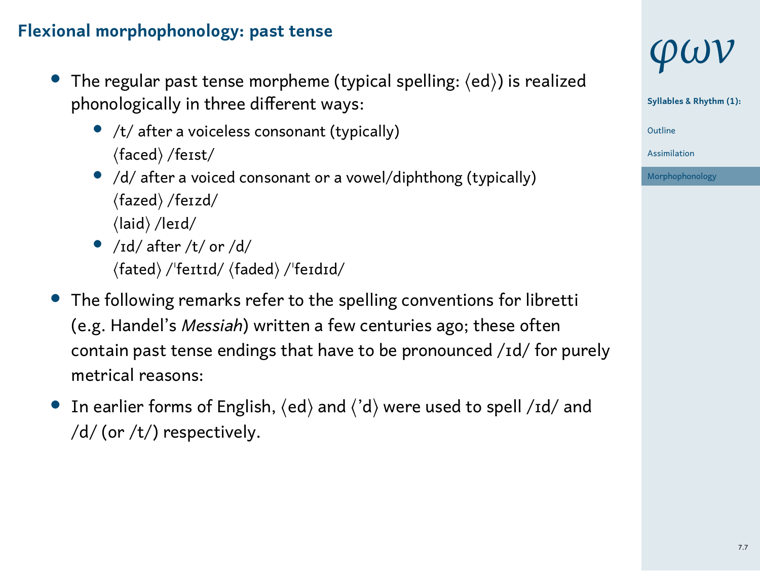## Flexional morphophonology: past tense

- The regular past tense morpheme (typical spelling: ⟨ed⟩) is realized phonologically in three different ways:
  - /t/ after a voiceless consonant (typically)
    ⟨faced⟩ /feɪst/
  - /d/ after a voiced consonant or a vowel/diphthong (typically)
    ⟨fazed⟩ /feɪzd/
    ⟨laid⟩ /leɪd/
  - /ɪd/ after /t/ or /d/
    ⟨fated⟩ /ˈfeɪtɪd/ ⟨faded⟩ /ˈfeɪdɪd/
- The following remarks refer to the spelling conventions for libretti (e.g. Handel's *Messiah*) written a few centuries ago; these often contain past tense endings that have to be pronounced /ɪd/ for purely metrical reasons:
- In earlier forms of English, ⟨ed⟩ and ⟨'d⟩ were used to spell /ɪd/ and /d/ (or /t/) respectively.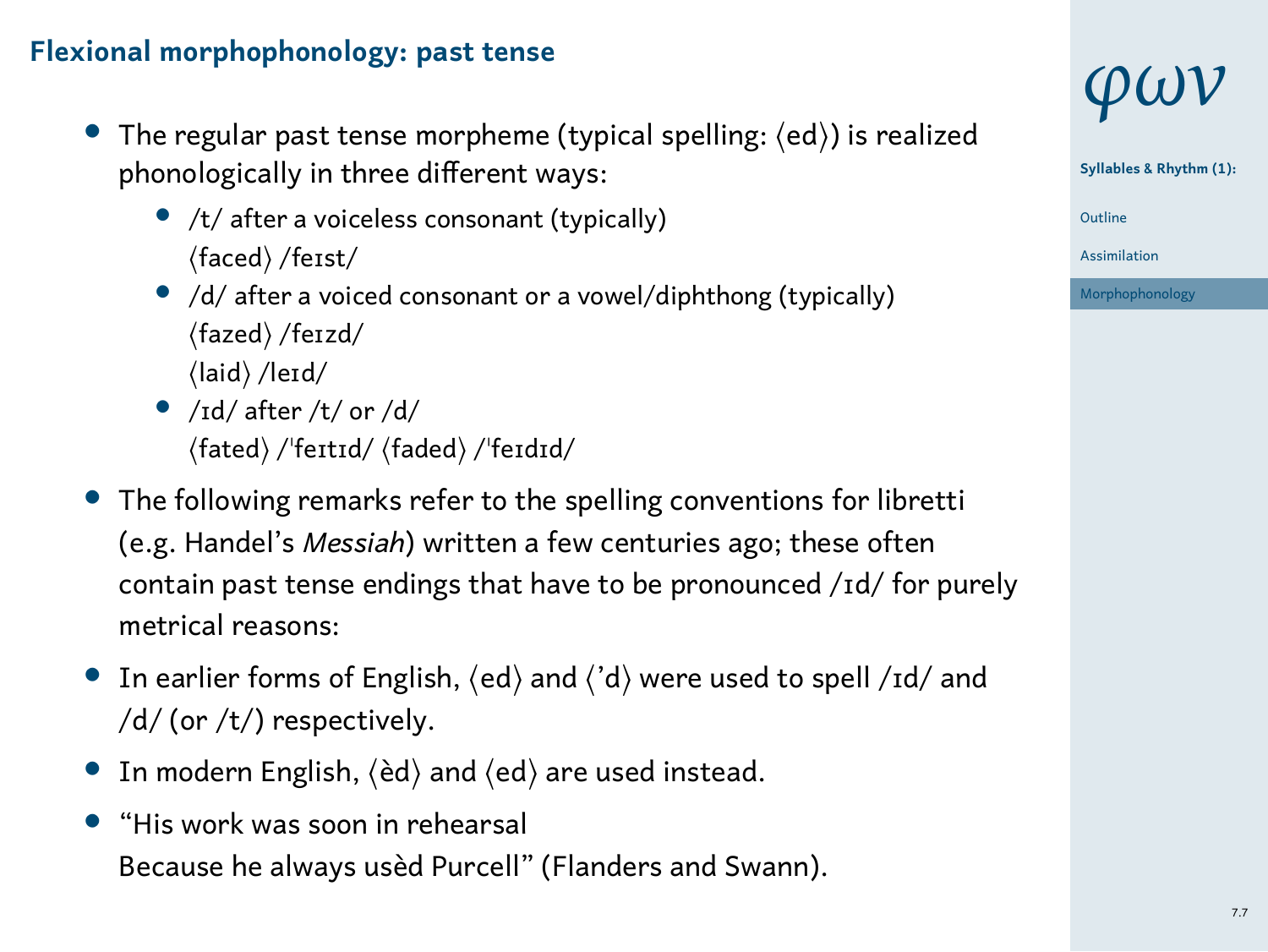## Flexional morphophonology: past tense

- The regular past tense morpheme (typical spelling: ⟨ed⟩) is realized phonologically in three different ways:
  - /t/ after a voiceless consonant (typically)
    ⟨faced⟩ /feɪst/
  - /d/ after a voiced consonant or a vowel/diphthong (typically)
    ⟨fazed⟩ /feɪzd/
    ⟨laid⟩ /leɪd/
  - /ɪd/ after /t/ or /d/
    ⟨fated⟩ /ˈfeɪtɪd/ ⟨faded⟩ /ˈfeɪdɪd/
- The following remarks refer to the spelling conventions for libretti (e.g. Handel's *Messiah*) written a few centuries ago; these often contain past tense endings that have to be pronounced /ɪd/ for purely metrical reasons:
- In earlier forms of English, ⟨ed⟩ and ⟨'d⟩ were used to spell /ɪd/ and /d/ (or /t/) respectively.
- In modern English, ⟨èd⟩ and ⟨ed⟩ are used instead.
- "His work was soon in rehearsal
  Because he always usèd Purcell" (Flanders and Swann).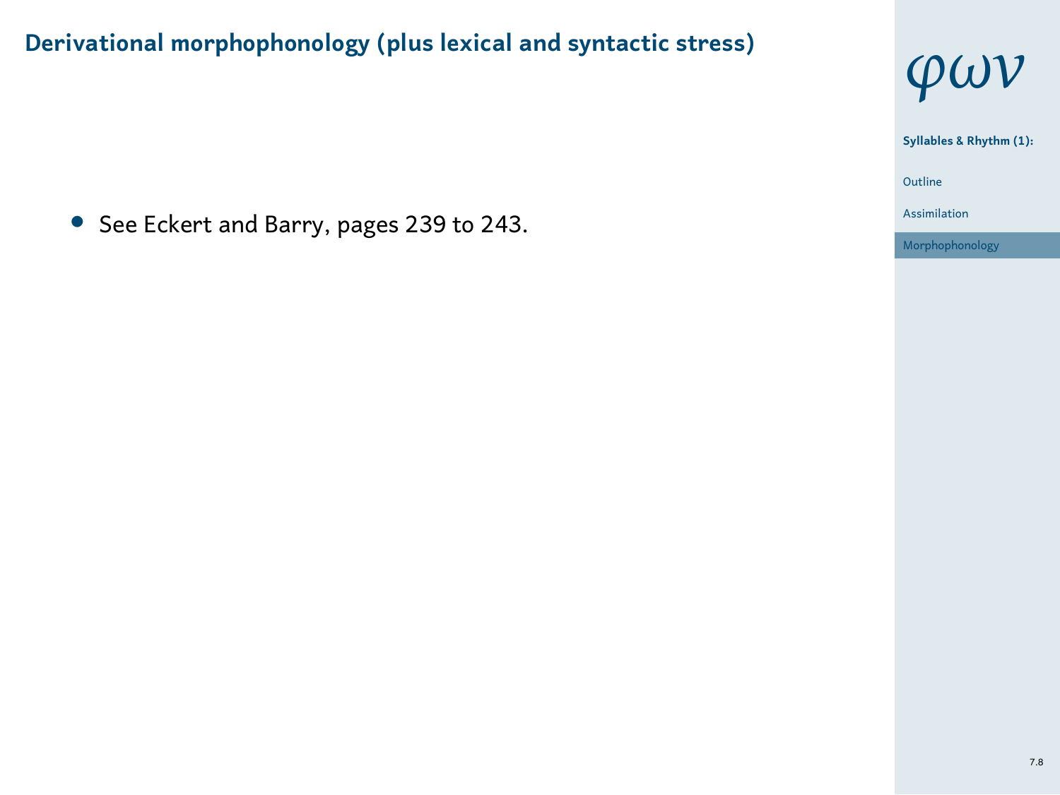# Derivational morphophonology (plus lexical and syntactic stress)

- See Eckert and Barry, pages 239 to 243.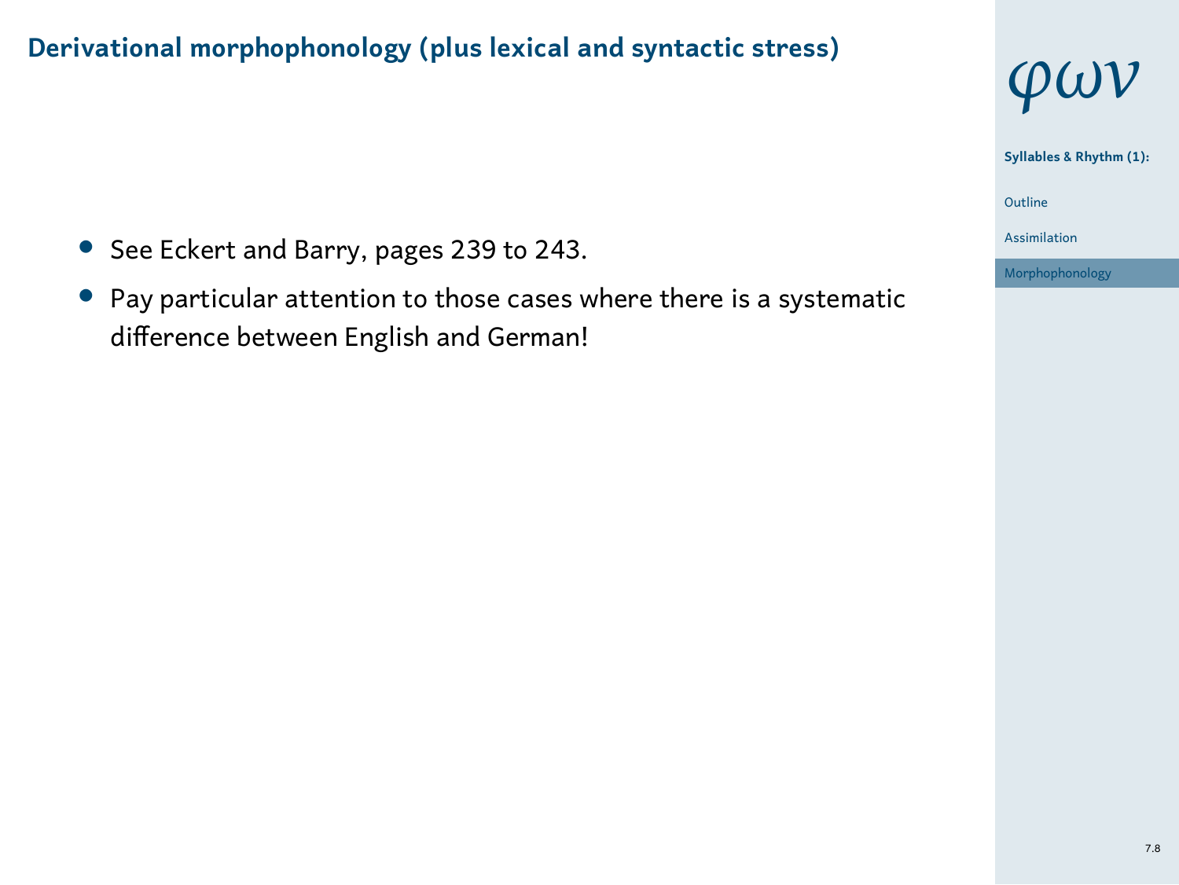## Derivational morphophonology (plus lexical and syntactic stress)

- See Eckert and Barry, pages 239 to 243.
- Pay particular attention to those cases where there is a systematic difference between English and German!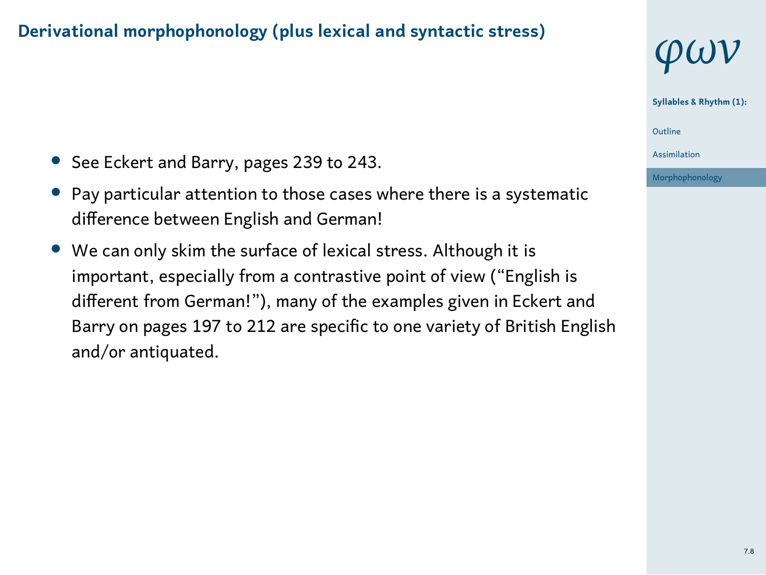## Derivational morphophonology (plus lexical and syntactic stress)

- See Eckert and Barry, pages 239 to 243.
- Pay particular attention to those cases where there is a systematic difference between English and German!
- We can only skim the surface of lexical stress. Although it is important, especially from a contrastive point of view ("English is different from German!"), many of the examples given in Eckert and Barry on pages 197 to 212 are specific to one variety of British English and/or antiquated.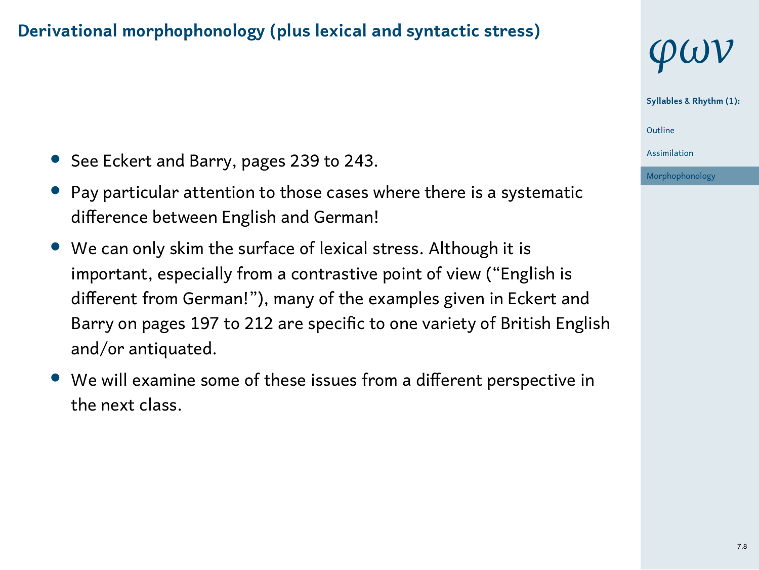## Derivational morphophonology (plus lexical and syntactic stress)

- See Eckert and Barry, pages 239 to 243.
- Pay particular attention to those cases where there is a systematic difference between English and German!
- We can only skim the surface of lexical stress. Although it is important, especially from a contrastive point of view ("English is different from German!"), many of the examples given in Eckert and Barry on pages 197 to 212 are specific to one variety of British English and/or antiquated.
- We will examine some of these issues from a different perspective in the next class.